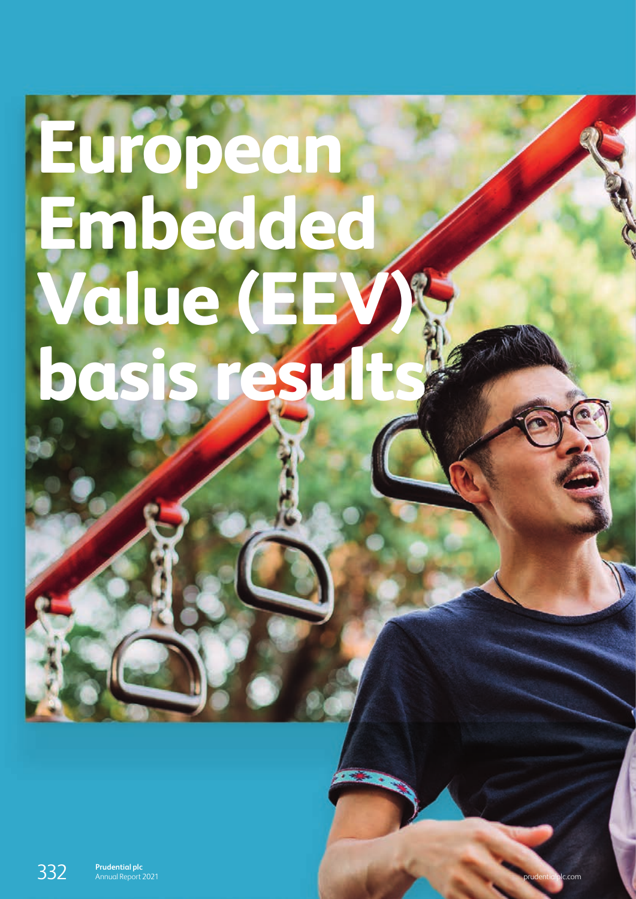# European Embedded Value (EEV) basis results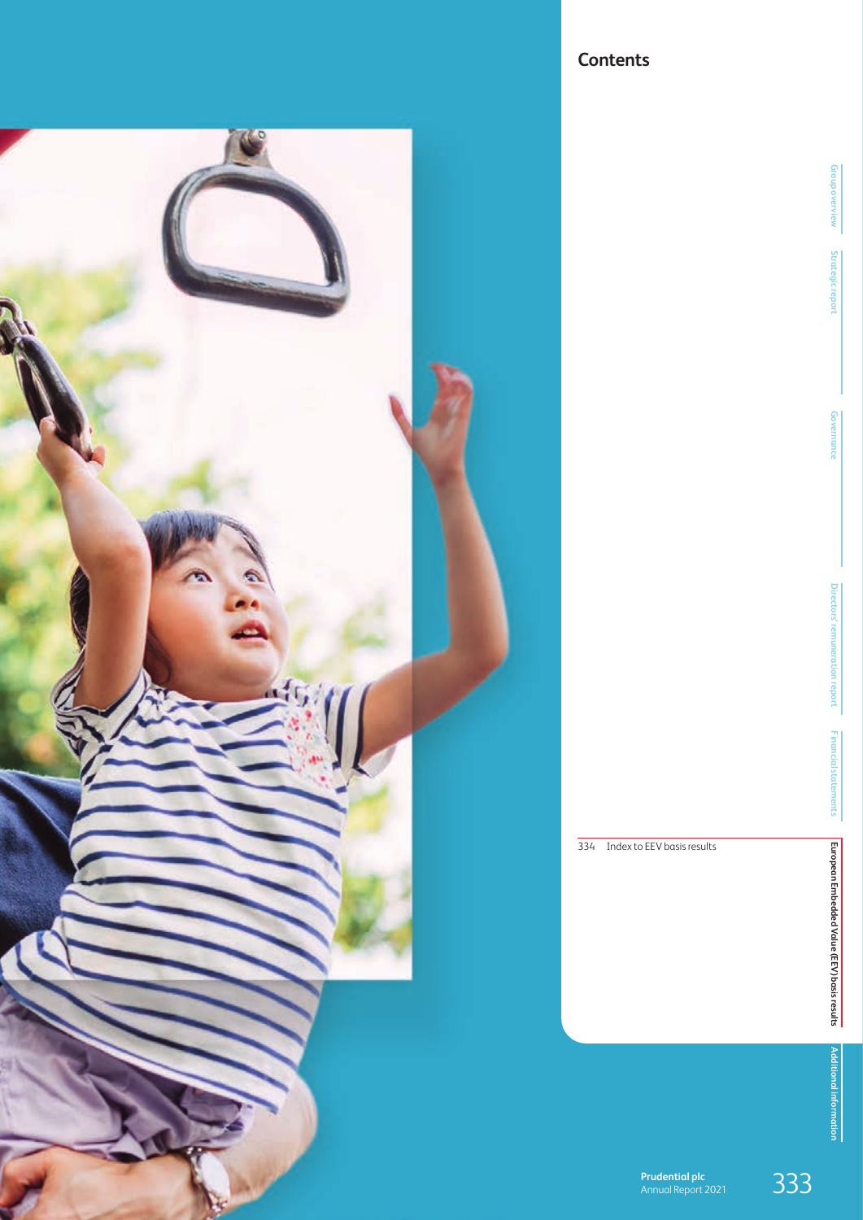## Contents

334 Index to EEV basis results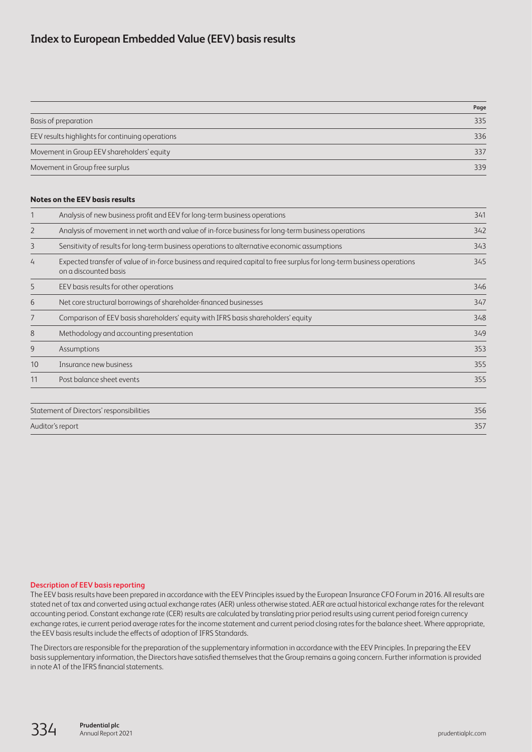# Index to European Embedded Value (EEV) basis results

| | Page |
|---|---|
| Basis of preparation | 335 |
| EEV results highlights for continuing operations | 336 |
| Movement in Group EEV shareholders' equity | 337 |
| Movement in Group free surplus | 339 |

**Notes on the EEV basis results**

| | | |
|---|---|---|
| 1 | Analysis of new business profit and EEV for long-term business operations | 341 |
| 2 | Analysis of movement in net worth and value of in-force business for long-term business operations | 342 |
| 3 | Sensitivity of results for long-term business operations to alternative economic assumptions | 343 |
| 4 | Expected transfer of value of in-force business and required capital to free surplus for long-term business operations on a discounted basis | 345 |
| 5 | EEV basis results for other operations | 346 |
| 6 | Net core structural borrowings of shareholder-financed businesses | 347 |
| 7 | Comparison of EEV basis shareholders' equity with IFRS basis shareholders' equity | 348 |
| 8 | Methodology and accounting presentation | 349 |
| 9 | Assumptions | 353 |
| 10 | Insurance new business | 355 |
| 11 | Post balance sheet events | 355 |

| | |
|---|---|
| Statement of Directors' responsibilities | 356 |
| Auditor's report | 357 |

**Description of EEV basis reporting**

The EEV basis results have been prepared in accordance with the EEV Principles issued by the European Insurance CFO Forum in 2016. All results are stated net of tax and converted using actual exchange rates (AER) unless otherwise stated. AER are actual historical exchange rates for the relevant accounting period. Constant exchange rate (CER) results are calculated by translating prior period results using current period foreign currency exchange rates, ie current period average rates for the income statement and current period closing rates for the balance sheet. Where appropriate, the EEV basis results include the effects of adoption of IFRS Standards.

The Directors are responsible for the preparation of the supplementary information in accordance with the EEV Principles. In preparing the EEV basis supplementary information, the Directors have satisfied themselves that the Group remains a going concern. Further information is provided in note A1 of the IFRS financial statements.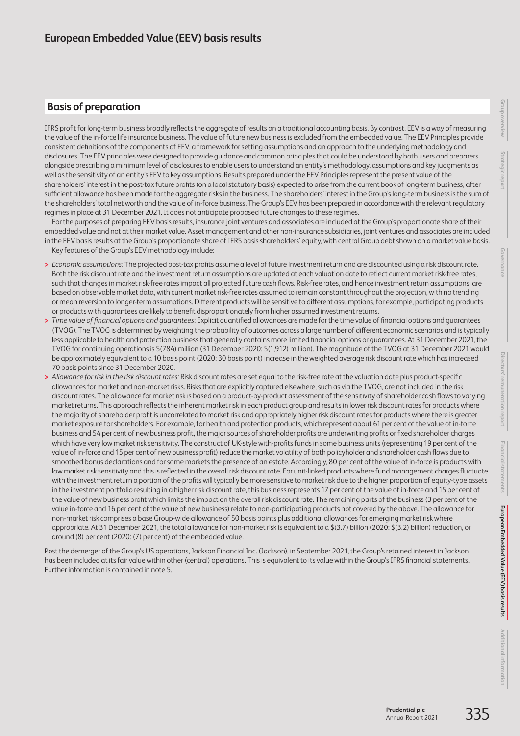# European Embedded Value (EEV) basis results

## Basis of preparation

IFRS profit for long-term business broadly reflects the aggregate of results on a traditional accounting basis. By contrast, EEV is a way of measuring the value of the in-force life insurance business. The value of future new business is excluded from the embedded value. The EEV Principles provide consistent definitions of the components of EEV, a framework for setting assumptions and an approach to the underlying methodology and disclosures. The EEV principles were designed to provide guidance and common principles that could be understood by both users and preparers alongside prescribing a minimum level of disclosures to enable users to understand an entity's methodology, assumptions and key judgments as well as the sensitivity of an entity's EEV to key assumptions. Results prepared under the EEV Principles represent the present value of the shareholders' interest in the post-tax future profits (on a local statutory basis) expected to arise from the current book of long-term business, after sufficient allowance has been made for the aggregate risks in the business. The shareholders' interest in the Group's long-term business is the sum of the shareholders' total net worth and the value of in-force business. The Group's EEV has been prepared in accordance with the relevant regulatory regimes in place at 31 December 2021. It does not anticipate proposed future changes to these regimes.

For the purposes of preparing EEV basis results, insurance joint ventures and associates are included at the Group's proportionate share of their embedded value and not at their market value. Asset management and other non-insurance subsidiaries, joint ventures and associates are included in the EEV basis results at the Group's proportionate share of IFRS basis shareholders' equity, with central Group debt shown on a market value basis.

Key features of the Group's EEV methodology include:

- *Economic assumptions:* The projected post-tax profits assume a level of future investment return and are discounted using a risk discount rate. Both the risk discount rate and the investment return assumptions are updated at each valuation date to reflect current market risk-free rates, such that changes in market risk-free rates impact all projected future cash flows. Risk-free rates, and hence investment return assumptions, are based on observable market data, with current market risk-free rates assumed to remain constant throughout the projection, with no trending or mean reversion to longer-term assumptions. Different products will be sensitive to different assumptions, for example, participating products or products with guarantees are likely to benefit disproportionately from higher assumed investment returns.
- *Time value of financial options and guarantees*: Explicit quantified allowances are made for the time value of financial options and guarantees (TVOG). The TVOG is determined by weighting the probability of outcomes across a large number of different economic scenarios and is typically less applicable to health and protection business that generally contains more limited financial options or guarantees. At 31 December 2021, the TVOG for continuing operations is \$(784) million (31 December 2020: \$(1,912) million). The magnitude of the TVOG at 31 December 2021 would be approximately equivalent to a 10 basis point (2020: 30 basis point) increase in the weighted average risk discount rate which has increased 70 basis points since 31 December 2020.
- *Allowance for risk in the risk discount rates:* Risk discount rates are set equal to the risk-free rate at the valuation date plus product-specific allowances for market and non-market risks. Risks that are explicitly captured elsewhere, such as via the TVOG, are not included in the risk discount rates. The allowance for market risk is based on a product-by-product assessment of the sensitivity of shareholder cash flows to varying market returns. This approach reflects the inherent market risk in each product group and results in lower risk discount rates for products where the majority of shareholder profit is uncorrelated to market risk and appropriately higher risk discount rates for products where there is greater market exposure for shareholders. For example, for health and protection products, which represent about 61 per cent of the value of in-force business and 54 per cent of new business profit, the major sources of shareholder profits are underwriting profits or fixed shareholder charges which have very low market risk sensitivity. The construct of UK-style with-profits funds in some business units (representing 19 per cent of the value of in-force and 15 per cent of new business profit) reduce the market volatility of both policyholder and shareholder cash flows due to smoothed bonus declarations and for some markets the presence of an estate. Accordingly, 80 per cent of the value of in-force is products with low market risk sensitivity and this is reflected in the overall risk discount rate. For unit-linked products where fund management charges fluctuate with the investment return a portion of the profits will typically be more sensitive to market risk due to the higher proportion of equity-type assets in the investment portfolio resulting in a higher risk discount rate, this business represents 17 per cent of the value of in-force and 15 per cent of the value of new business profit which limits the impact on the overall risk discount rate. The remaining parts of the business (3 per cent of the value in-force and 16 per cent of the value of new business) relate to non-participating products not covered by the above. The allowance for non-market risk comprises a base Group-wide allowance of 50 basis points plus additional allowances for emerging market risk where appropriate. At 31 December 2021, the total allowance for non-market risk is equivalent to a \$(3.7) billion (2020: \$(3.2) billion) reduction, or around (8) per cent (2020: (7) per cent) of the embedded value.

Post the demerger of the Group's US operations, Jackson Financial Inc. (Jackson), in September 2021, the Group's retained interest in Jackson has been included at its fair value within other (central) operations. This is equivalent to its value within the Group's IFRS financial statements. Further information is contained in note 5.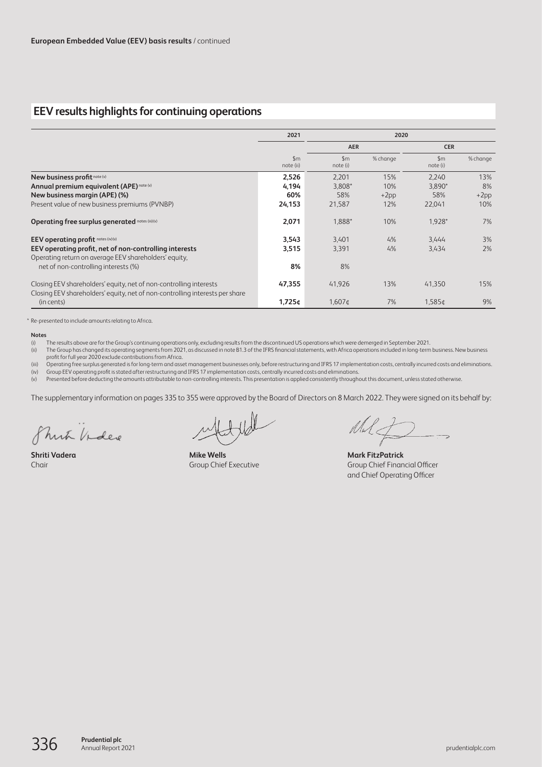**European Embedded Value (EEV) basis results** / continued

## EEV results highlights for continuing operations

| | 2021 | 2020 | | | |
|---|---|---|---|---|---|
| | | AER | | CER | |
| | $m note (ii) | $m note (i) | % change | $m note (i) | % change |
| **New business profit** note (v) | **2,526** | 2,201 | 15% | 2,240 | 13% |
| **Annual premium equivalent (APE)** note (v) | **4,194** | 3,808* | 10% | 3,890* | 8% |
| **New business margin (APE) (%)** | **60%** | 58% | +2pp | 58% | +2pp |
| Present value of new business premiums (PVNBP) | **24,153** | 21,587 | 12% | 22,041 | 10% |
| **Operating free surplus generated** notes (iii)(v) | **2,071** | 1,888* | 10% | 1,928* | 7% |
| **EEV operating profit** notes (iv)(v) | **3,543** | 3,401 | 4% | 3,444 | 3% |
| **EEV operating profit, net of non-controlling interests** | **3,515** | 3,391 | 4% | 3,434 | 2% |
| Operating return on average EEV shareholders' equity, net of non-controlling interests (%) | **8%** | 8% | | | |
| Closing EEV shareholders' equity, net of non-controlling interests | **47,355** | 41,926 | 13% | 41,350 | 15% |
| Closing EEV shareholders' equity, net of non-controlling interests per share (in cents) | **1,725¢** | 1,607¢ | 7% | 1,585¢ | 9% |

\* Re-presented to include amounts relating to Africa.

**Notes**

(i) The results above are for the Group's continuing operations only, excluding results from the discontinued US operations which were demerged in September 2021.

(ii) The Group has changed its operating segments from 2021, as discussed in note B1.3 of the IFRS financial statements, with Africa operations included in long-term business. New business profit for full year 2020 exclude contributions from Africa.

(iii) Operating free surplus generated is for long-term and asset management businesses only, before restructuring and IFRS 17 implementation costs, centrally incurred costs and eliminations.

(iv) Group EEV operating profit is stated after restructuring and IFRS 17 implementation costs, centrally incurred costs and eliminations.

(v) Presented before deducting the amounts attributable to non-controlling interests. This presentation is applied consistently throughout this document, unless stated otherwise.

The supplementary information on pages 335 to 355 were approved by the Board of Directors on 8 March 2022. They were signed on its behalf by:

**Shriti Vadera**
Chair

**Mike Wells**
Group Chief Executive

**Mark FitzPatrick**
Group Chief Financial Officer and Chief Operating Officer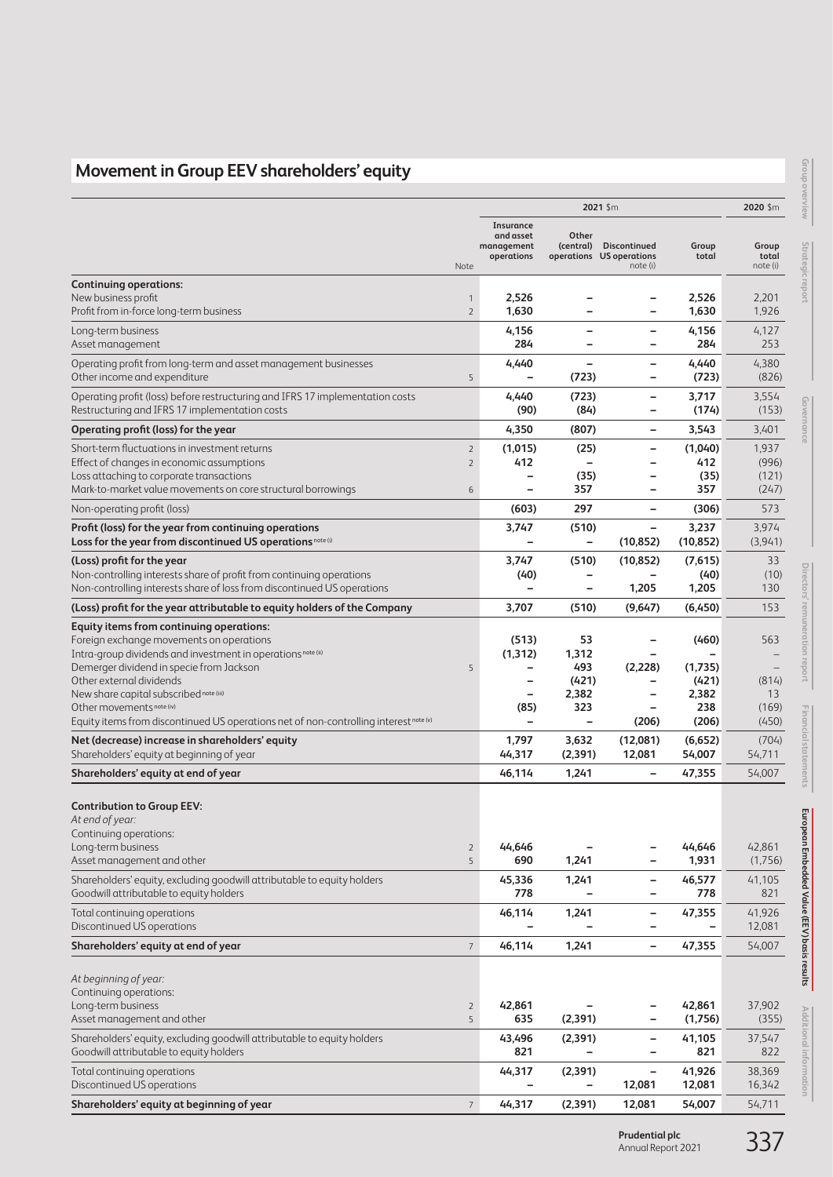# Movement in Group EEV shareholders' equity

| | Note | 2021 $m | | | | 2020 $m |
|---|---|---|---|---|---|---|
| | | Insurance and asset management operations | Other (central) operations | Discontinued US operations note (i) | Group total | Group total note (i) |
| **Continuing operations:** | | | | | | |
| New business profit | 1 | **2,526** | **–** | **–** | **2,526** | 2,201 |
| Profit from in-force long-term business | 2 | **1,630** | **–** | **–** | **1,630** | 1,926 |
| Long-term business | | **4,156** | **–** | **–** | **4,156** | 4,127 |
| Asset management | | **284** | **–** | **–** | **284** | 253 |
| Operating profit from long-term and asset management businesses | | **4,440** | **–** | **–** | **4,440** | 4,380 |
| Other income and expenditure | 5 | **–** | **(723)** | **–** | **(723)** | (826) |
| Operating profit (loss) before restructuring and IFRS 17 implementation costs | | **4,440** | **(723)** | **–** | **3,717** | 3,554 |
| Restructuring and IFRS 17 implementation costs | | **(90)** | **(84)** | **–** | **(174)** | (153) |
| **Operating profit (loss) for the year** | | **4,350** | **(807)** | **–** | **3,543** | 3,401 |
| Short-term fluctuations in investment returns | 2 | **(1,015)** | **(25)** | **–** | **(1,040)** | 1,937 |
| Effect of changes in economic assumptions | 2 | **412** | **–** | **–** | **412** | (996) |
| Loss attaching to corporate transactions | | **–** | **(35)** | **–** | **(35)** | (121) |
| Mark-to-market value movements on core structural borrowings | 6 | **–** | **357** | **–** | **357** | (247) |
| Non-operating profit (loss) | | **(603)** | **297** | **–** | **(306)** | 573 |
| **Profit (loss) for the year from continuing operations** | | **3,747** | **(510)** | **–** | **3,237** | 3,974 |
| **Loss for the year from discontinued US operations** note (i) | | **–** | **–** | **(10,852)** | **(10,852)** | (3,941) |
| **(Loss) profit for the year** | | **3,747** | **(510)** | **(10,852)** | **(7,615)** | 33 |
| Non-controlling interests share of profit from continuing operations | | **(40)** | **–** | **–** | **(40)** | (10) |
| Non-controlling interests share of loss from discontinued US operations | | **–** | **–** | **1,205** | **1,205** | 130 |
| **(Loss) profit for the year attributable to equity holders of the Company** | | **3,707** | **(510)** | **(9,647)** | **(6,450)** | 153 |
| **Equity items from continuing operations:** | | | | | | |
| Foreign exchange movements on operations | | **(513)** | **53** | **–** | **(460)** | 563 |
| Intra-group dividends and investment in operations note (ii) | | **(1,312)** | **1,312** | **–** | **–** | – |
| Demerger dividend in specie from Jackson | 5 | **–** | **493** | **(2,228)** | **(1,735)** | – |
| Other external dividends | | **–** | **(421)** | **–** | **(421)** | (814) |
| New share capital subscribed note (iii) | | **–** | **2,382** | **–** | **2,382** | 13 |
| Other movements note (iv) | | **(85)** | **323** | **–** | **238** | (169) |
| Equity items from discontinued US operations net of non-controlling interest note (v) | | **–** | **–** | **(206)** | **(206)** | (450) |
| **Net (decrease) increase in shareholders' equity** | | **1,797** | **3,632** | **(12,081)** | **(6,652)** | (704) |
| Shareholders' equity at beginning of year | | **44,317** | **(2,391)** | **12,081** | **54,007** | 54,711 |
| **Shareholders' equity at end of year** | | **46,114** | **1,241** | **–** | **47,355** | 54,007 |
| **Contribution to Group EEV:** | | | | | | |
| *At end of year:* | | | | | | |
| Continuing operations: | | | | | | |
| Long-term business | 2 | **44,646** | **–** | **–** | **44,646** | 42,861 |
| Asset management and other | 5 | **690** | **1,241** | **–** | **1,931** | (1,756) |
| Shareholders' equity, excluding goodwill attributable to equity holders | | **45,336** | **1,241** | **–** | **46,577** | 41,105 |
| Goodwill attributable to equity holders | | **778** | **–** | **–** | **778** | 821 |
| Total continuing operations | | **46,114** | **1,241** | **–** | **47,355** | 41,926 |
| Discontinued US operations | | **–** | **–** | **–** | **–** | 12,081 |
| **Shareholders' equity at end of year** | 7 | **46,114** | **1,241** | **–** | **47,355** | 54,007 |
| *At beginning of year:* | | | | | | |
| Continuing operations: | | | | | | |
| Long-term business | 2 | **42,861** | **–** | **–** | **42,861** | 37,902 |
| Asset management and other | 5 | **635** | **(2,391)** | **–** | **(1,756)** | (355) |
| Shareholders' equity, excluding goodwill attributable to equity holders | | **43,496** | **(2,391)** | **–** | **41,105** | 37,547 |
| Goodwill attributable to equity holders | | **821** | **–** | **–** | **821** | 822 |
| Total continuing operations | | **44,317** | **(2,391)** | **–** | **41,926** | 38,369 |
| Discontinued US operations | | **–** | **–** | **12,081** | **12,081** | 16,342 |
| **Shareholders' equity at beginning of year** | 7 | **44,317** | **(2,391)** | **12,081** | **54,007** | 54,711 |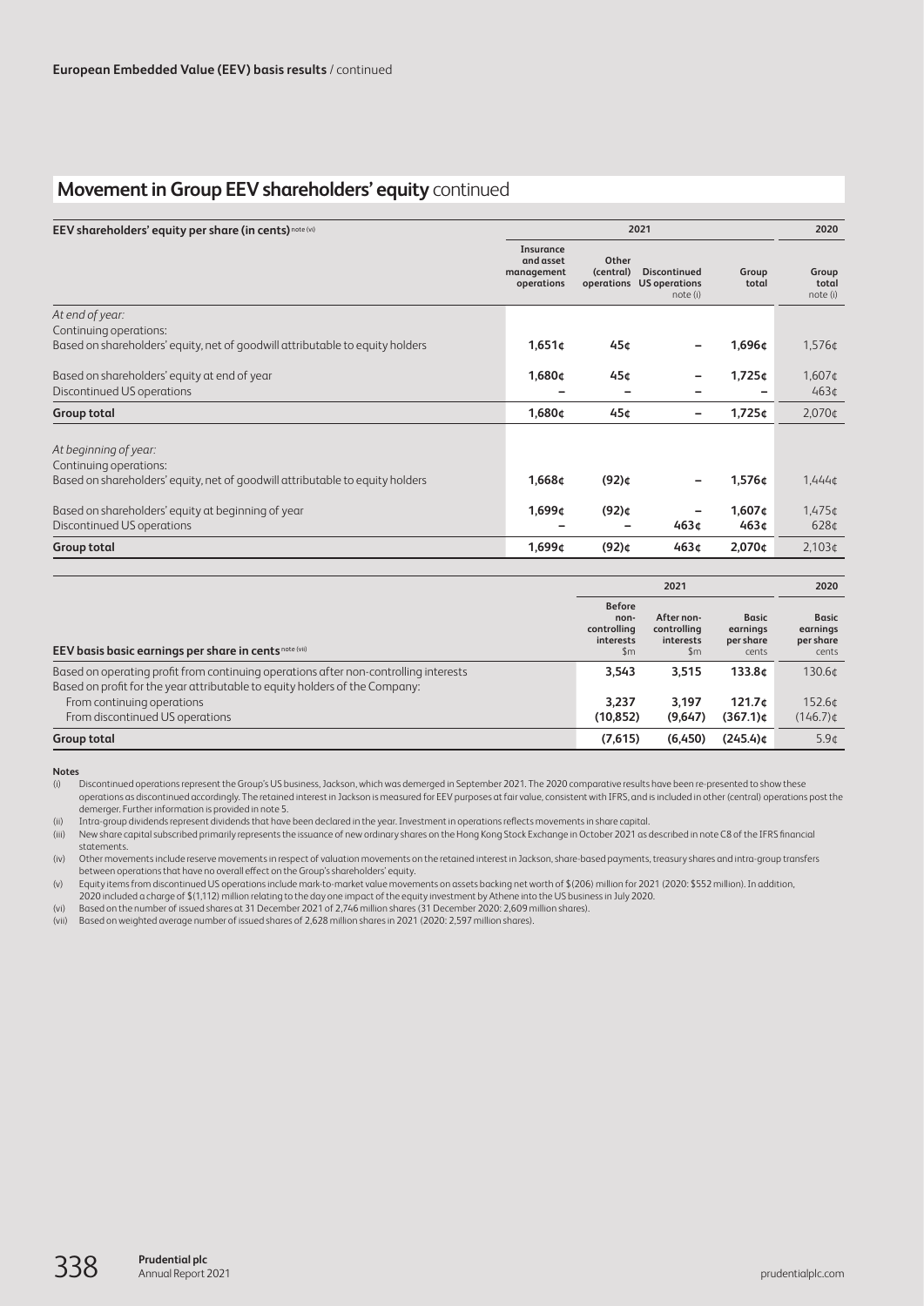**European Embedded Value (EEV) basis results** / continued

## Movement in Group EEV shareholders' equity continued

| EEV shareholders' equity per share (in cents) note (vi) | 2021 | | | | 2020 |
|---|---|---|---|---|---|
| | Insurance and asset management operations | Other (central) operations | Discontinued US operations note (i) | Group total | Group total note (i) |
| *At end of year:* | | | | | |
| Continuing operations: | | | | | |
| Based on shareholders' equity, net of goodwill attributable to equity holders | **1,651¢** | **45¢** | **–** | **1,696¢** | 1,576¢ |
| Based on shareholders' equity at end of year | **1,680¢** | **45¢** | **–** | **1,725¢** | 1,607¢ |
| Discontinued US operations | **–** | **–** | **–** | **–** | 463¢ |
| **Group total** | **1,680¢** | **45¢** | **–** | **1,725¢** | 2,070¢ |
| *At beginning of year:* | | | | | |
| Continuing operations: | | | | | |
| Based on shareholders' equity, net of goodwill attributable to equity holders | **1,668¢** | **(92)¢** | **–** | **1,576¢** | 1,444¢ |
| Based on shareholders' equity at beginning of year | **1,699¢** | **(92)¢** | **–** | **1,607¢** | 1,475¢ |
| Discontinued US operations | **–** | **–** | **463¢** | **463¢** | 628¢ |
| **Group total** | **1,699¢** | **(92)¢** | **463¢** | **2,070¢** | 2,103¢ |

| EEV basis basic earnings per share in cents note (vii) | 2021 | | | 2020 |
|---|---|---|---|---|
| | Before non-controlling interests $m | After non-controlling interests $m | Basic earnings per share cents | Basic earnings per share cents |
| Based on operating profit from continuing operations after non-controlling interests | **3,543** | **3,515** | **133.8¢** | 130.6¢ |
| Based on profit for the year attributable to equity holders of the Company: | | | | |
| From continuing operations | **3,237** | **3,197** | **121.7¢** | 152.6¢ |
| From discontinued US operations | **(10,852)** | **(9,647)** | **(367.1)¢** | (146.7)¢ |
| **Group total** | **(7,615)** | **(6,450)** | **(245.4)¢** | 5.9¢ |

**Notes**

(i) Discontinued operations represent the Group's US business, Jackson, which was demerged in September 2021. The 2020 comparative results have been re-presented to show these operations as discontinued accordingly. The retained interest in Jackson is measured for EEV purposes at fair value, consistent with IFRS, and is included in other (central) operations post the demerger. Further information is provided in note 5.

(ii) Intra-group dividends represent dividends that have been declared in the year. Investment in operations reflects movements in share capital.

(iii) New share capital subscribed primarily represents the issuance of new ordinary shares on the Hong Kong Stock Exchange in October 2021 as described in note C8 of the IFRS financial statements.

(iv) Other movements include reserve movements in respect of valuation movements on the retained interest in Jackson, share-based payments, treasury shares and intra-group transfers between operations that have no overall effect on the Group's shareholders' equity.

(v) Equity items from discontinued US operations include mark-to-market value movements on assets backing net worth of $(206) million for 2021 (2020: $552 million). In addition, 2020 included a charge of $(1,112) million relating to the day one impact of the equity investment by Athene into the US business in July 2020.

(vi) Based on the number of issued shares at 31 December 2021 of 2,746 million shares (31 December 2020: 2,609 million shares).

(vii) Based on weighted average number of issued shares of 2,628 million shares in 2021 (2020: 2,597 million shares).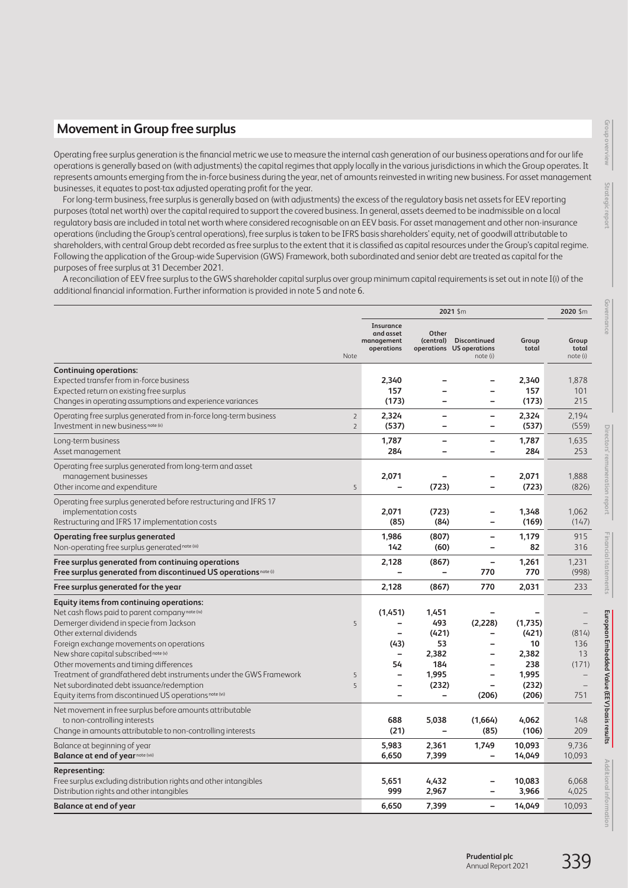## Movement in Group free surplus

Operating free surplus generation is the financial metric we use to measure the internal cash generation of our business operations and for our life operations is generally based on (with adjustments) the capital regimes that apply locally in the various jurisdictions in which the Group operates. It represents amounts emerging from the in-force business during the year, net of amounts reinvested in writing new business. For asset management businesses, it equates to post-tax adjusted operating profit for the year.

For long-term business, free surplus is generally based on (with adjustments) the excess of the regulatory basis net assets for EEV reporting purposes (total net worth) over the capital required to support the covered business. In general, assets deemed to be inadmissible on a local regulatory basis are included in total net worth where considered recognisable on an EEV basis. For asset management and other non-insurance operations (including the Group's central operations), free surplus is taken to be IFRS basis shareholders' equity, net of goodwill attributable to shareholders, with central Group debt recorded as free surplus to the extent that it is classified as capital resources under the Group's capital regime. Following the application of the Group-wide Supervision (GWS) Framework, both subordinated and senior debt are treated as capital for the purposes of free surplus at 31 December 2021.

A reconciliation of EEV free surplus to the GWS shareholder capital surplus over group minimum capital requirements is set out in note I(i) of the additional financial information. Further information is provided in note 5 and note 6.

| | | 2021 $m | | | | 2020 $m |
|---|---|---|---|---|---|---|
| | Note | Insurance and asset management operations | Other (central) operations | Discontinued US operations note (i) | Group total | Group total note (i) |
| **Continuing operations:** | | | | | | |
| Expected transfer from in-force business | | 2,340 | – | – | 2,340 | 1,878 |
| Expected return on existing free surplus | | 157 | – | – | 157 | 101 |
| Changes in operating assumptions and experience variances | | (173) | – | – | (173) | 215 |
| Operating free surplus generated from in-force long-term business | 2 | 2,324 | – | – | 2,324 | 2,194 |
| Investment in new business note (ii) | 2 | (537) | – | – | (537) | (559) |
| Long-term business | | 1,787 | – | – | 1,787 | 1,635 |
| Asset management | | 284 | – | – | 284 | 253 |
| Operating free surplus generated from long-term and asset management businesses | | 2,071 | – | – | 2,071 | 1,888 |
| Other income and expenditure | 5 | – | (723) | – | (723) | (826) |
| Operating free surplus generated before restructuring and IFRS 17 implementation costs | | 2,071 | (723) | – | 1,348 | 1,062 |
| Restructuring and IFRS 17 implementation costs | | (85) | (84) | – | (169) | (147) |
| **Operating free surplus generated** | | 1,986 | (807) | – | 1,179 | 915 |
| Non-operating free surplus generated note (iii) | | 142 | (60) | – | 82 | 316 |
| **Free surplus generated from continuing operations** | | 2,128 | (867) | – | 1,261 | 1,231 |
| **Free surplus generated from discontinued US operations** note (i) | | – | – | 770 | 770 | (998) |
| **Free surplus generated for the year** | | 2,128 | (867) | 770 | 2,031 | 233 |
| **Equity items from continuing operations:** | | | | | | |
| Net cash flows paid to parent company note (iv) | | (1,451) | 1,451 | – | – | – |
| Demerger dividend in specie from Jackson | 5 | – | 493 | (2,228) | (1,735) | – |
| Other external dividends | | – | (421) | – | (421) | (814) |
| Foreign exchange movements on operations | | (43) | 53 | – | 10 | 136 |
| New share capital subscribed note (v) | | – | 2,382 | – | 2,382 | 13 |
| Other movements and timing differences | | 54 | 184 | – | 238 | (171) |
| Treatment of grandfathered debt instruments under the GWS Framework | 5 | – | 1,995 | – | 1,995 | – |
| Net subordinated debt issuance/redemption | 5 | – | (232) | – | (232) | – |
| Equity items from discontinued US operations note (vi) | | – | – | (206) | (206) | 751 |
| Net movement in free surplus before amounts attributable to non-controlling interests | | 688 | 5,038 | (1,664) | 4,062 | 148 |
| Change in amounts attributable to non-controlling interests | | (21) | – | (85) | (106) | 209 |
| Balance at beginning of year | | 5,983 | 2,361 | 1,749 | 10,093 | 9,736 |
| **Balance at end of year** note (vii) | | 6,650 | 7,399 | – | 14,049 | 10,093 |
| **Representing:** | | | | | | |
| Free surplus excluding distribution rights and other intangibles | | 5,651 | 4,432 | – | 10,083 | 6,068 |
| Distribution rights and other intangibles | | 999 | 2,967 | – | 3,966 | 4,025 |
| **Balance at end of year** | | 6,650 | 7,399 | – | 14,049 | 10,093 |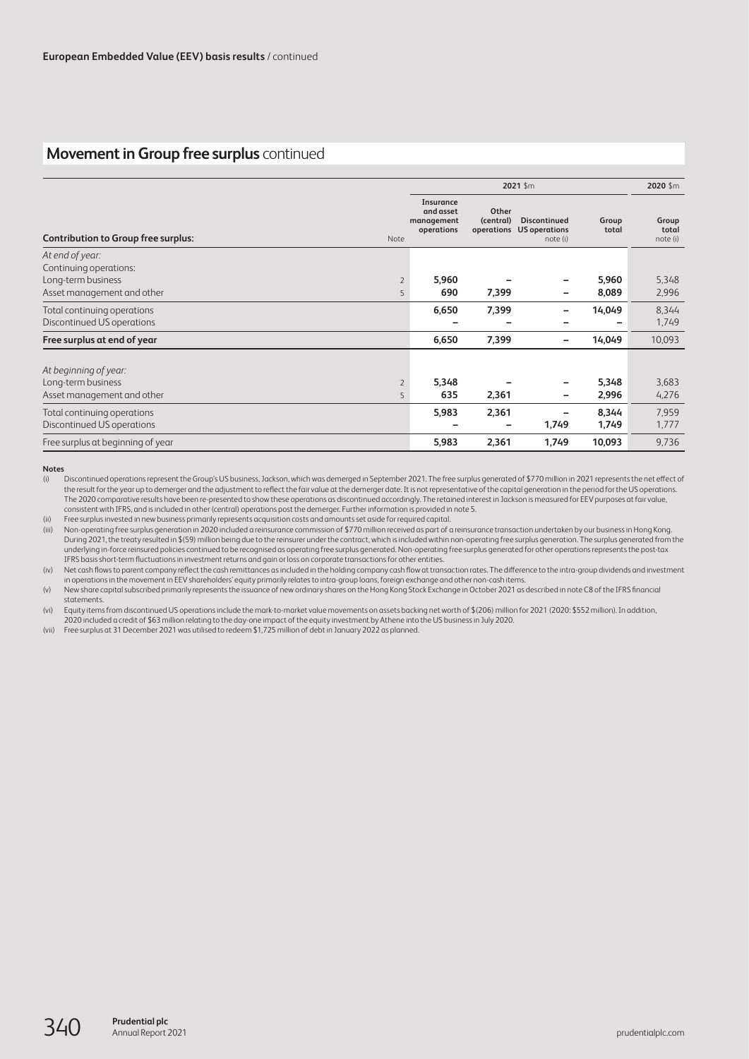European Embedded Value (EEV) basis results / continued

## Movement in Group free surplus continued

| Contribution to Group free surplus: | Note | 2021 $m | | | | 2020 $m |
|---|---|---|---|---|---|---|
| | | Insurance and asset management operations | Other (central) operations | Discontinued US operations note (i) | Group total | Group total note (i) |
| *At end of year:* | | | | | | |
| Continuing operations: | | | | | | |
| Long-term business | 2 | **5,960** | **–** | **–** | **5,960** | 5,348 |
| Asset management and other | 5 | **690** | **7,399** | **–** | **8,089** | 2,996 |
| Total continuing operations | | **6,650** | **7,399** | **–** | **14,049** | 8,344 |
| Discontinued US operations | | **–** | **–** | **–** | **–** | 1,749 |
| **Free surplus at end of year** | | **6,650** | **7,399** | **–** | **14,049** | 10,093 |
| *At beginning of year:* | | | | | | |
| Long-term business | 2 | **5,348** | **–** | **–** | **5,348** | 3,683 |
| Asset management and other | 5 | **635** | **2,361** | **–** | **2,996** | 4,276 |
| Total continuing operations | | **5,983** | **2,361** | **–** | **8,344** | 7,959 |
| Discontinued US operations | | **–** | **–** | **1,749** | **1,749** | 1,777 |
| Free surplus at beginning of year | | **5,983** | **2,361** | **1,749** | **10,093** | 9,736 |

**Notes**

(i) Discontinued operations represent the Group's US business, Jackson, which was demerged in September 2021. The free surplus generated of $770 million in 2021 represents the net effect of the result for the year up to demerger and the adjustment to reflect the fair value at the demerger date. It is not representative of the capital generation in the period for the US operations. The 2020 comparative results have been re-presented to show these operations as discontinued accordingly. The retained interest in Jackson is measured for EEV purposes at fair value, consistent with IFRS, and is included in other (central) operations post the demerger. Further information is provided in note 5.

(ii) Free surplus invested in new business primarily represents acquisition costs and amounts set aside for required capital.

(iii) Non-operating free surplus generation in 2020 included a reinsurance commission of $770 million received as part of a reinsurance transaction undertaken by our business in Hong Kong. During 2021, the treaty resulted in $(59) million being due to the reinsurer under the contract, which is included within non-operating free surplus generation. The surplus generated from the underlying in-force reinsured policies continued to be recognised as operating free surplus generated. Non-operating free surplus generated for other operations represents the post-tax IFRS basis short-term fluctuations in investment returns and gain or loss on corporate transactions for other entities.

(iv) Net cash flows to parent company reflect the cash remittances as included in the holding company cash flow at transaction rates. The difference to the intra-group dividends and investment in operations in the movement in EEV shareholders' equity primarily relates to intra-group loans, foreign exchange and other non-cash items.

(v) New share capital subscribed primarily represents the issuance of new ordinary shares on the Hong Kong Stock Exchange in October 2021 as described in note C8 of the IFRS financial statements.

(vi) Equity items from discontinued US operations include the mark-to-market value movements on assets backing net worth of $(206) million for 2021 (2020: $552 million). In addition, 2020 included a credit of $63 million relating to the day-one impact of the equity investment by Athene into the US business in July 2020.

(vii) Free surplus at 31 December 2021 was utilised to redeem $1,725 million of debt in January 2022 as planned.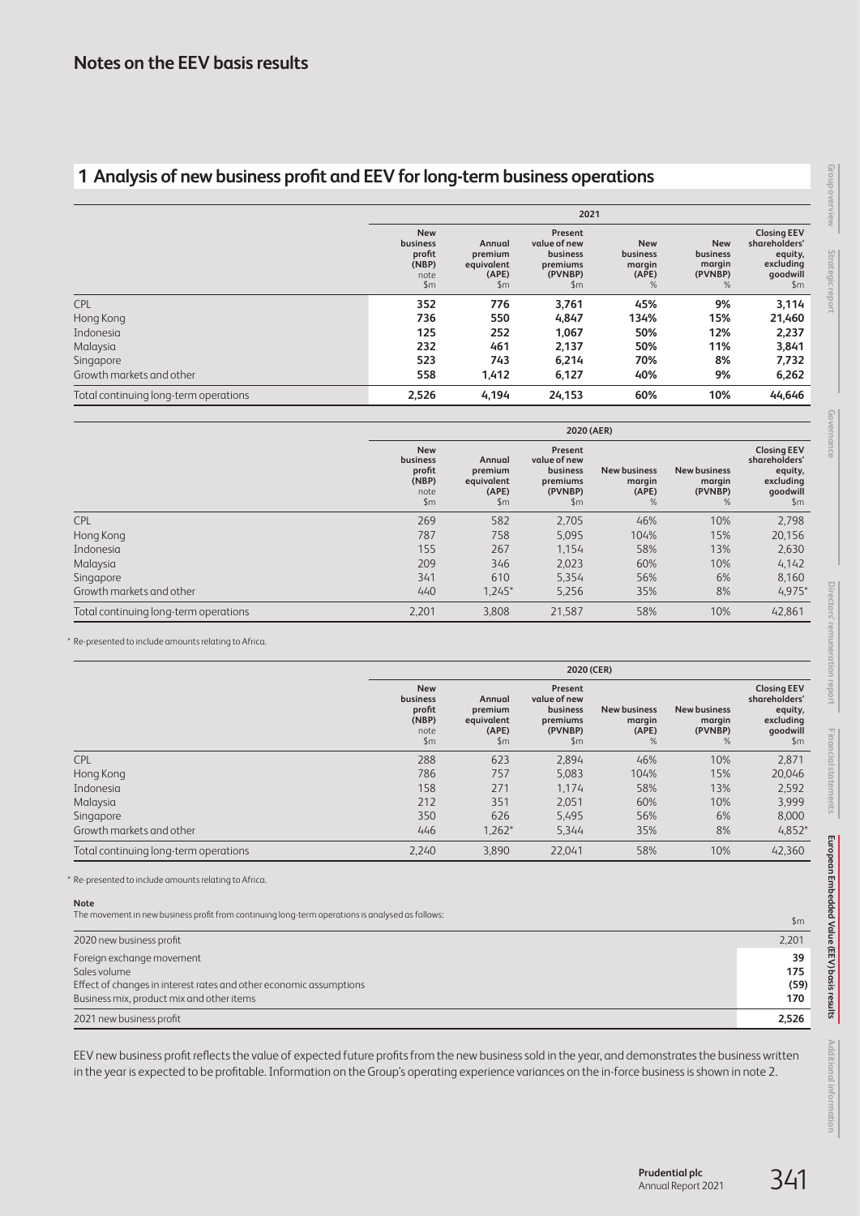# Notes on the EEV basis results

## 1 Analysis of new business profit and EEV for long-term business operations

| | 2021 | | | | | |
|---|---|---|---|---|---|---|
| | New business profit (NBP) note $m | Annual premium equivalent (APE) $m | Present value of new business premiums (PVNBP) $m | New business margin (APE) % | New business margin (PVNBP) % | Closing EEV shareholders' equity, excluding goodwill $m |
| CPL | **352** | **776** | **3,761** | **45%** | **9%** | **3,114** |
| Hong Kong | **736** | **550** | **4,847** | **134%** | **15%** | **21,460** |
| Indonesia | **125** | **252** | **1,067** | **50%** | **12%** | **2,237** |
| Malaysia | **232** | **461** | **2,137** | **50%** | **11%** | **3,841** |
| Singapore | **523** | **743** | **6,214** | **70%** | **8%** | **7,732** |
| Growth markets and other | **558** | **1,412** | **6,127** | **40%** | **9%** | **6,262** |
| Total continuing long-term operations | **2,526** | **4,194** | **24,153** | **60%** | **10%** | **44,646** |

| | 2020 (AER) | | | | | |
|---|---|---|---|---|---|---|
| | New business profit (NBP) note $m | Annual premium equivalent (APE) $m | Present value of new business premiums (PVNBP) $m | New business margin (APE) % | New business margin (PVNBP) % | Closing EEV shareholders' equity, excluding goodwill $m |
| CPL | 269 | 582 | 2,705 | 46% | 10% | 2,798 |
| Hong Kong | 787 | 758 | 5,095 | 104% | 15% | 20,156 |
| Indonesia | 155 | 267 | 1,154 | 58% | 13% | 2,630 |
| Malaysia | 209 | 346 | 2,023 | 60% | 10% | 4,142 |
| Singapore | 341 | 610 | 5,354 | 56% | 6% | 8,160 |
| Growth markets and other | 440 | 1,245* | 5,256 | 35% | 8% | 4,975* |
| Total continuing long-term operations | 2,201 | 3,808 | 21,587 | 58% | 10% | 42,861 |

\* Re-presented to include amounts relating to Africa.

| | 2020 (CER) | | | | | |
|---|---|---|---|---|---|---|
| | New business profit (NBP) note $m | Annual premium equivalent (APE) $m | Present value of new business premiums (PVNBP) $m | New business margin (APE) % | New business margin (PVNBP) % | Closing EEV shareholders' equity, excluding goodwill $m |
| CPL | 288 | 623 | 2,894 | 46% | 10% | 2,871 |
| Hong Kong | 786 | 757 | 5,083 | 104% | 15% | 20,046 |
| Indonesia | 158 | 271 | 1,174 | 58% | 13% | 2,592 |
| Malaysia | 212 | 351 | 2,051 | 60% | 10% | 3,999 |
| Singapore | 350 | 626 | 5,495 | 56% | 6% | 8,000 |
| Growth markets and other | 446 | 1,262* | 5,344 | 35% | 8% | 4,852* |
| Total continuing long-term operations | 2,240 | 3,890 | 22,041 | 58% | 10% | 42,360 |

\* Re-presented to include amounts relating to Africa.

**Note**

The movement in new business profit from continuing long-term operations is analysed as follows:

| | $m |
|---|---|
| 2020 new business profit | 2,201 |
| Foreign exchange movement | **39** |
| Sales volume | **175** |
| Effect of changes in interest rates and other economic assumptions | **(59)** |
| Business mix, product mix and other items | **170** |
| 2021 new business profit | **2,526** |

EEV new business profit reflects the value of expected future profits from the new business sold in the year, and demonstrates the business written in the year is expected to be profitable. Information on the Group's operating experience variances on the in-force business is shown in note 2.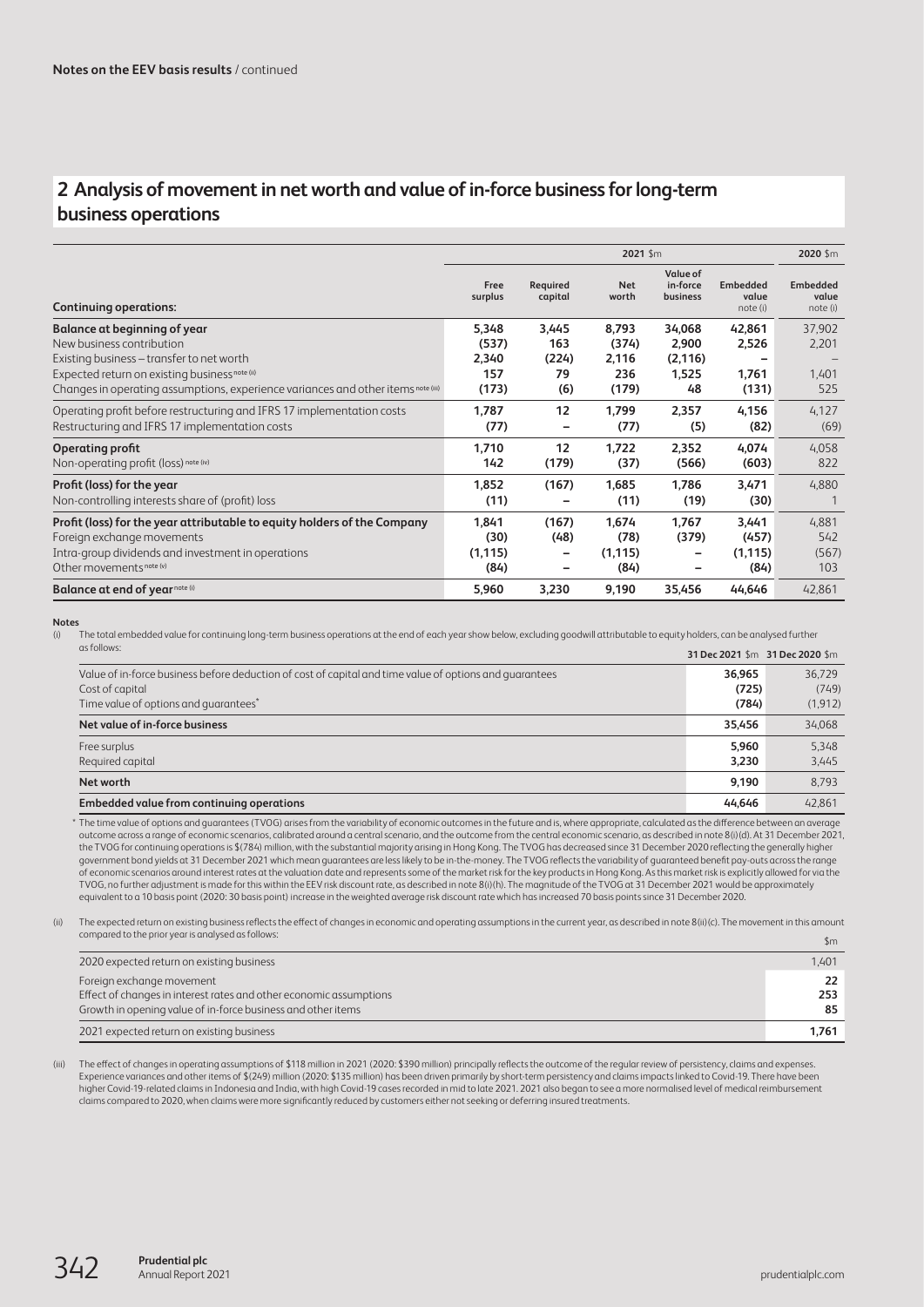Notes on the EEV basis results / continued

## 2 Analysis of movement in net worth and value of in-force business for long-term business operations

| Continuing operations: | 2021 $m | | | | | 2020 $m |
|---|---|---|---|---|---|---|
| | Free surplus | Required capital | Net worth | Value of in-force business | Embedded value note (i) | Embedded value note (i) |
| **Balance at beginning of year** | **5,348** | **3,445** | **8,793** | **34,068** | **42,861** | 37,902 |
| New business contribution | **(537)** | **163** | **(374)** | **2,900** | **2,526** | 2,201 |
| Existing business – transfer to net worth | **2,340** | **(224)** | **2,116** | **(2,116)** | **–** | – |
| Expected return on existing business note (ii) | **157** | **79** | **236** | **1,525** | **1,761** | 1,401 |
| Changes in operating assumptions, experience variances and other items note (iii) | **(173)** | **(6)** | **(179)** | **48** | **(131)** | 525 |
| Operating profit before restructuring and IFRS 17 implementation costs | **1,787** | **12** | **1,799** | **2,357** | **4,156** | 4,127 |
| Restructuring and IFRS 17 implementation costs | **(77)** | **–** | **(77)** | **(5)** | **(82)** | (69) |
| **Operating profit** | **1,710** | **12** | **1,722** | **2,352** | **4,074** | 4,058 |
| Non-operating profit (loss) note (iv) | **142** | **(179)** | **(37)** | **(566)** | **(603)** | 822 |
| **Profit (loss) for the year** | **1,852** | **(167)** | **1,685** | **1,786** | **3,471** | 4,880 |
| Non-controlling interests share of (profit) loss | **(11)** | **–** | **(11)** | **(19)** | **(30)** | 1 |
| **Profit (loss) for the year attributable to equity holders of the Company** | **1,841** | **(167)** | **1,674** | **1,767** | **3,441** | 4,881 |
| Foreign exchange movements | **(30)** | **(48)** | **(78)** | **(379)** | **(457)** | 542 |
| Intra-group dividends and investment in operations | **(1,115)** | **–** | **(1,115)** | **–** | **(1,115)** | (567) |
| Other movements note (v) | **(84)** | **–** | **(84)** | **–** | **(84)** | 103 |
| **Balance at end of year note (i)** | **5,960** | **3,230** | **9,190** | **35,456** | **44,646** | 42,861 |

**Notes**

(i) The total embedded value for continuing long-term business operations at the end of each year show below, excluding goodwill attributable to equity holders, can be analysed further as follows:

| | 31 Dec 2021 $m | 31 Dec 2020 $m |
|---|---|---|
| Value of in-force business before deduction of cost of capital and time value of options and guarantees | **36,965** | 36,729 |
| Cost of capital | **(725)** | (749) |
| Time value of options and guarantees* | **(784)** | (1,912) |
| **Net value of in-force business** | **35,456** | 34,068 |
| Free surplus | **5,960** | 5,348 |
| Required capital | **3,230** | 3,445 |
| **Net worth** | **9,190** | 8,793 |
| **Embedded value from continuing operations** | **44,646** | 42,861 |

\* The time value of options and guarantees (TVOG) arises from the variability of economic outcomes in the future and is, where appropriate, calculated as the difference between an average outcome across a range of economic scenarios, calibrated around a central scenario, and the outcome from the central economic scenario, as described in note 8(i)(d). At 31 December 2021, the TVOG for continuing operations is $(784) million, with the substantial majority arising in Hong Kong. The TVOG has decreased since 31 December 2020 reflecting the generally higher government bond yields at 31 December 2021 which mean guarantees are less likely to be in-the-money. The TVOG reflects the variability of guaranteed benefit pay-outs across the range of economic scenarios around interest rates at the valuation date and represents some of the market risk for the key products in Hong Kong. As this market risk is explicitly allowed for via the TVOG, no further adjustment is made for this within the EEV risk discount rate, as described in note 8(i)(h). The magnitude of the TVOG at 31 December 2021 would be approximately equivalent to a 10 basis point (2020: 30 basis point) increase in the weighted average risk discount rate which has increased 70 basis points since 31 December 2020.

(ii) The expected return on existing business reflects the effect of changes in economic and operating assumptions in the current year, as described in note 8(ii)(c). The movement in this amount compared to the prior year is analysed as follows:

| | $m |
|---|---|
| 2020 expected return on existing business | 1,401 |
| Foreign exchange movement | **22** |
| Effect of changes in interest rates and other economic assumptions | **253** |
| Growth in opening value of in-force business and other items | **85** |
| 2021 expected return on existing business | **1,761** |

(iii) The effect of changes in operating assumptions of $118 million in 2021 (2020: $390 million) principally reflects the outcome of the regular review of persistency, claims and expenses. Experience variances and other items of $(249) million (2020: $135 million) has been driven primarily by short-term persistency and claims impacts linked to Covid-19. There have been higher Covid-19-related claims in Indonesia and India, with high Covid-19 cases recorded in mid to late 2021. 2021 also began to see a more normalised level of medical reimbursement claims compared to 2020, when claims were more significantly reduced by customers either not seeking or deferring insured treatments.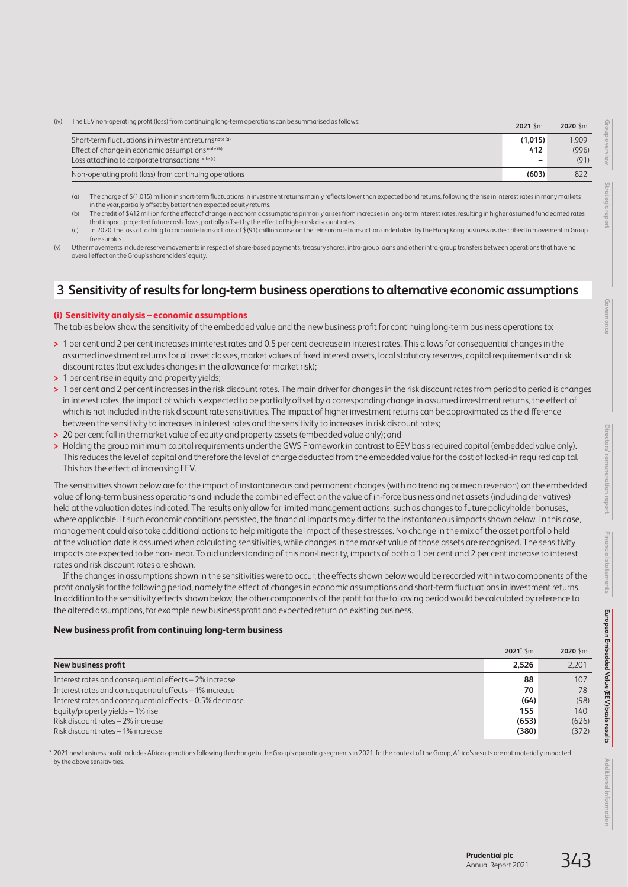(iv) The EEV non-operating profit (loss) from continuing long-term operations can be summarised as follows:

| | 2021 $m | 2020 $m |
|---|---|---|
| Short-term fluctuations in investment returns note (a) | (1,015) | 1,909 |
| Effect of change in economic assumptions note (b) | 412 | (996) |
| Loss attaching to corporate transactions note (c) | – | (91) |
| Non-operating profit (loss) from continuing operations | (603) | 822 |

(a) The charge of $(1,015) million in short-term fluctuations in investment returns mainly reflects lower than expected bond returns, following the rise in interest rates in many markets in the year, partially offset by better than expected equity returns.

(b) The credit of $412 million for the effect of change in economic assumptions primarily arises from increases in long-term interest rates, resulting in higher assumed fund earned rates that impact projected future cash flows, partially offset by the effect of higher risk discount rates.

(c) In 2020, the loss attaching to corporate transactions of $(91) million arose on the reinsurance transaction undertaken by the Hong Kong business as described in movement in Group free surplus.

(v) Other movements include reserve movements in respect of share-based payments, treasury shares, intra-group loans and other intra-group transfers between operations that have no overall effect on the Group's shareholders' equity.

## 3 Sensitivity of results for long-term business operations to alternative economic assumptions

### (i) Sensitivity analysis – economic assumptions

The tables below show the sensitivity of the embedded value and the new business profit for continuing long-term business operations to:

- 1 per cent and 2 per cent increases in interest rates and 0.5 per cent decrease in interest rates. This allows for consequential changes in the assumed investment returns for all asset classes, market values of fixed interest assets, local statutory reserves, capital requirements and risk discount rates (but excludes changes in the allowance for market risk);
- 1 per cent rise in equity and property yields;
- 1 per cent and 2 per cent increases in the risk discount rates. The main driver for changes in the risk discount rates from period to period is changes in interest rates, the impact of which is expected to be partially offset by a corresponding change in assumed investment returns, the effect of which is not included in the risk discount rate sensitivities. The impact of higher investment returns can be approximated as the difference between the sensitivity to increases in interest rates and the sensitivity to increases in risk discount rates;
- 20 per cent fall in the market value of equity and property assets (embedded value only); and
- Holding the group minimum capital requirements under the GWS Framework in contrast to EEV basis required capital (embedded value only). This reduces the level of capital and therefore the level of charge deducted from the embedded value for the cost of locked-in required capital. This has the effect of increasing EEV.

The sensitivities shown below are for the impact of instantaneous and permanent changes (with no trending or mean reversion) on the embedded value of long-term business operations and include the combined effect on the value of in-force business and net assets (including derivatives) held at the valuation dates indicated. The results only allow for limited management actions, such as changes to future policyholder bonuses, where applicable. If such economic conditions persisted, the financial impacts may differ to the instantaneous impacts shown below. In this case, management could also take additional actions to help mitigate the impact of these stresses. No change in the mix of the asset portfolio held at the valuation date is assumed when calculating sensitivities, while changes in the market value of those assets are recognised. The sensitivity impacts are expected to be non-linear. To aid understanding of this non-linearity, impacts of both a 1 per cent and 2 per cent increase to interest rates and risk discount rates are shown.

If the changes in assumptions shown in the sensitivities were to occur, the effects shown below would be recorded within two components of the profit analysis for the following period, namely the effect of changes in economic assumptions and short-term fluctuations in investment returns. In addition to the sensitivity effects shown below, the other components of the profit for the following period would be calculated by reference to the altered assumptions, for example new business profit and expected return on existing business.

**New business profit from continuing long-term business**

| | 2021* $m | 2020 $m |
|---|---|---|
| **New business profit** | 2,526 | 2,201 |
| Interest rates and consequential effects – 2% increase | 88 | 107 |
| Interest rates and consequential effects – 1% increase | 70 | 78 |
| Interest rates and consequential effects – 0.5% decrease | (64) | (98) |
| Equity/property yields – 1% rise | 155 | 140 |
| Risk discount rates – 2% increase | (653) | (626) |
| Risk discount rates – 1% increase | (380) | (372) |

\* 2021 new business profit includes Africa operations following the change in the Group's operating segments in 2021. In the context of the Group, Africa's results are not materially impacted by the above sensitivities.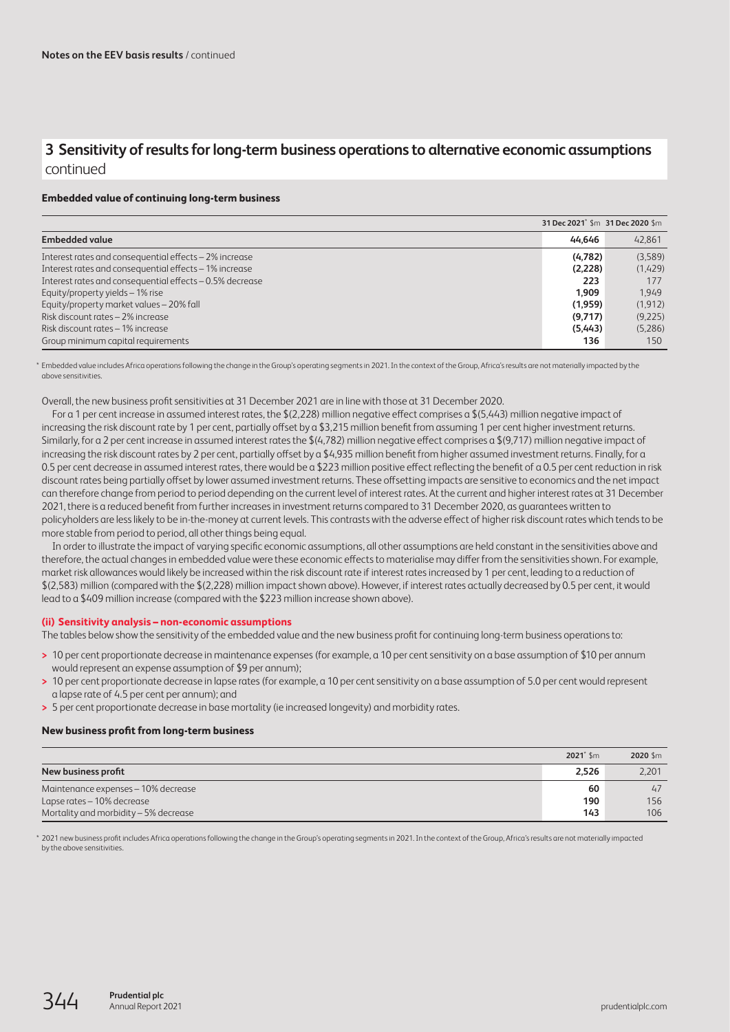## 3 Sensitivity of results for long-term business operations to alternative economic assumptions continued

### Embedded value of continuing long-term business

| | 31 Dec 2021* $m | 31 Dec 2020 $m |
|---|---|---|
| **Embedded value** | **44,646** | 42,861 |
| Interest rates and consequential effects – 2% increase | **(4,782)** | (3,589) |
| Interest rates and consequential effects – 1% increase | **(2,228)** | (1,429) |
| Interest rates and consequential effects – 0.5% decrease | **223** | 177 |
| Equity/property yields – 1% rise | **1,909** | 1,949 |
| Equity/property market values – 20% fall | **(1,959)** | (1,912) |
| Risk discount rates – 2% increase | **(9,717)** | (9,225) |
| Risk discount rates – 1% increase | **(5,443)** | (5,286) |
| Group minimum capital requirements | **136** | 150 |

\* Embedded value includes Africa operations following the change in the Group's operating segments in 2021. In the context of the Group, Africa's results are not materially impacted by the above sensitivities.

Overall, the new business profit sensitivities at 31 December 2021 are in line with those at 31 December 2020.

For a 1 per cent increase in assumed interest rates, the $(2,228) million negative effect comprises a $(5,443) million negative impact of increasing the risk discount rate by 1 per cent, partially offset by a $3,215 million benefit from assuming 1 per cent higher investment returns. Similarly, for a 2 per cent increase in assumed interest rates the $(4,782) million negative effect comprises a $(9,717) million negative impact of increasing the risk discount rates by 2 per cent, partially offset by a $4,935 million benefit from higher assumed investment returns. Finally, for a 0.5 per cent decrease in assumed interest rates, there would be a $223 million positive effect reflecting the benefit of a 0.5 per cent reduction in risk discount rates being partially offset by lower assumed investment returns. These offsetting impacts are sensitive to economics and the net impact can therefore change from period to period depending on the current level of interest rates. At the current and higher interest rates at 31 December 2021, there is a reduced benefit from further increases in investment returns compared to 31 December 2020, as guarantees written to policyholders are less likely to be in-the-money at current levels. This contrasts with the adverse effect of higher risk discount rates which tends to be more stable from period to period, all other things being equal.

In order to illustrate the impact of varying specific economic assumptions, all other assumptions are held constant in the sensitivities above and therefore, the actual changes in embedded value were these economic effects to materialise may differ from the sensitivities shown. For example, market risk allowances would likely be increased within the risk discount rate if interest rates increased by 1 per cent, leading to a reduction of $(2,583) million (compared with the $(2,228) million impact shown above). However, if interest rates actually decreased by 0.5 per cent, it would lead to a $409 million increase (compared with the $223 million increase shown above).

#### (ii) Sensitivity analysis – non-economic assumptions

The tables below show the sensitivity of the embedded value and the new business profit for continuing long-term business operations to:

- 10 per cent proportionate decrease in maintenance expenses (for example, a 10 per cent sensitivity on a base assumption of $10 per annum would represent an expense assumption of $9 per annum);
- 10 per cent proportionate decrease in lapse rates (for example, a 10 per cent sensitivity on a base assumption of 5.0 per cent would represent a lapse rate of 4.5 per cent per annum); and
- 5 per cent proportionate decrease in base mortality (ie increased longevity) and morbidity rates.

### New business profit from long-term business

| | 2021* $m | 2020 $m |
|---|---|---|
| **New business profit** | **2,526** | 2,201 |
| Maintenance expenses – 10% decrease | **60** | 47 |
| Lapse rates – 10% decrease | **190** | 156 |
| Mortality and morbidity – 5% decrease | **143** | 106 |

\* 2021 new business profit includes Africa operations following the change in the Group's operating segments in 2021. In the context of the Group, Africa's results are not materially impacted by the above sensitivities.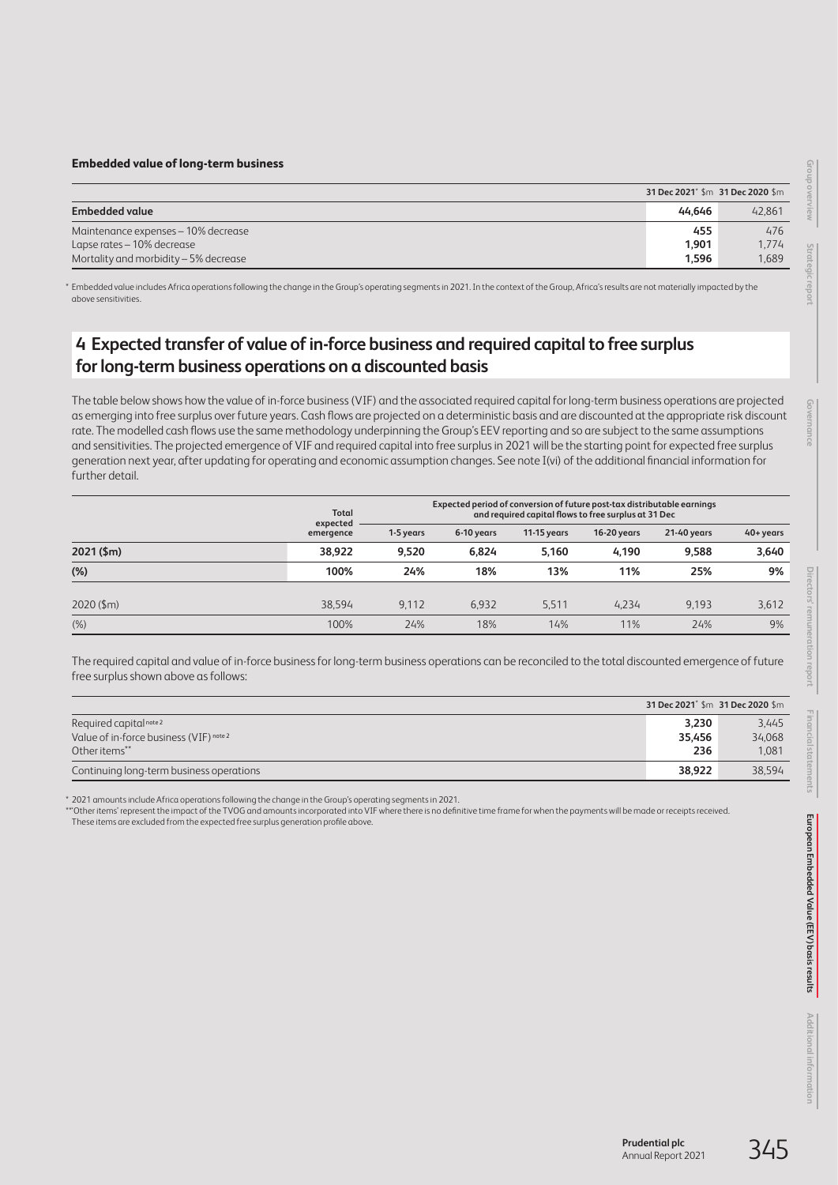**Embedded value of long-term business**

| | 31 Dec 2021* $m | 31 Dec 2020 $m |
|---|---|---|
| **Embedded value** | **44,646** | 42,861 |
| Maintenance expenses – 10% decrease | **455** | 476 |
| Lapse rates – 10% decrease | **1,901** | 1,774 |
| Mortality and morbidity – 5% decrease | **1,596** | 1,689 |

\* Embedded value includes Africa operations following the change in the Group's operating segments in 2021. In the context of the Group, Africa's results are not materially impacted by the above sensitivities.

## 4 Expected transfer of value of in-force business and required capital to free surplus for long-term business operations on a discounted basis

The table below shows how the value of in-force business (VIF) and the associated required capital for long-term business operations are projected as emerging into free surplus over future years. Cash flows are projected on a deterministic basis and are discounted at the appropriate risk discount rate. The modelled cash flows use the same methodology underpinning the Group's EEV reporting and so are subject to the same assumptions and sensitivities. The projected emergence of VIF and required capital into free surplus in 2021 will be the starting point for expected free surplus generation next year, after updating for operating and economic assumption changes. See note I(vi) of the additional financial information for further detail.

| | Total expected emergence | Expected period of conversion of future post-tax distributable earnings and required capital flows to free surplus at 31 Dec | | | | | |
|---|---|---|---|---|---|---|---|
| | | 1-5 years | 6-10 years | 11-15 years | 16-20 years | 21-40 years | 40+ years |
| **2021 ($m)** | **38,922** | **9,520** | **6,824** | **5,160** | **4,190** | **9,588** | **3,640** |
| **(%)** | **100%** | **24%** | **18%** | **13%** | **11%** | **25%** | **9%** |
| 2020 ($m) | 38,594 | 9,112 | 6,932 | 5,511 | 4,234 | 9,193 | 3,612 |
| (%) | 100% | 24% | 18% | 14% | 11% | 24% | 9% |

The required capital and value of in-force business for long-term business operations can be reconciled to the total discounted emergence of future free surplus shown above as follows:

| | 31 Dec 2021* $m | 31 Dec 2020 $m |
|---|---|---|
| Required capital note 2 | **3,230** | 3,445 |
| Value of in-force business (VIF) note 2 | **35,456** | 34,068 |
| Other items** | **236** | 1,081 |
| Continuing long-term business operations | **38,922** | 38,594 |

\* 2021 amounts include Africa operations following the change in the Group's operating segments in 2021.
\*\* 'Other items' represent the impact of the TVOG and amounts incorporated into VIF where there is no definitive time frame for when the payments will be made or receipts received. These items are excluded from the expected free surplus generation profile above.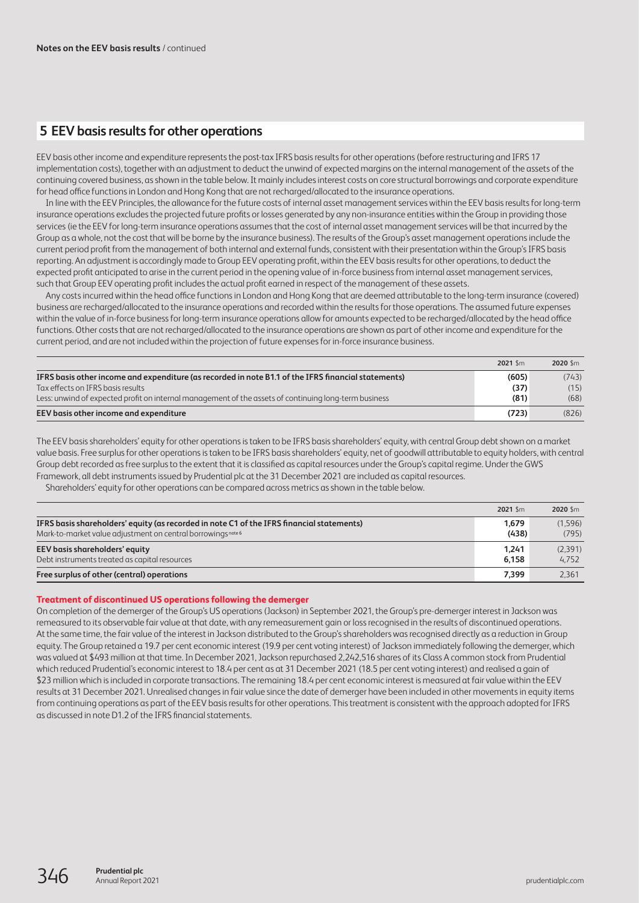Notes on the EEV basis results / continued

## 5 EEV basis results for other operations

EEV basis other income and expenditure represents the post-tax IFRS basis results for other operations (before restructuring and IFRS 17 implementation costs), together with an adjustment to deduct the unwind of expected margins on the internal management of the assets of the continuing covered business, as shown in the table below. It mainly includes interest costs on core structural borrowings and corporate expenditure for head office functions in London and Hong Kong that are not recharged/allocated to the insurance operations.

In line with the EEV Principles, the allowance for the future costs of internal asset management services within the EEV basis results for long-term insurance operations excludes the projected future profits or losses generated by any non-insurance entities within the Group in providing those services (ie the EEV for long-term insurance operations assumes that the cost of internal asset management services will be that incurred by the Group as a whole, not the cost that will be borne by the insurance business). The results of the Group's asset management operations include the current period profit from the management of both internal and external funds, consistent with their presentation within the Group's IFRS basis reporting. An adjustment is accordingly made to Group EEV operating profit, within the EEV basis results for other operations, to deduct the expected profit anticipated to arise in the current period in the opening value of in-force business from internal asset management services, such that Group EEV operating profit includes the actual profit earned in respect of the management of these assets.

Any costs incurred within the head office functions in London and Hong Kong that are deemed attributable to the long-term insurance (covered) business are recharged/allocated to the insurance operations and recorded within the results for those operations. The assumed future expenses within the value of in-force business for long-term insurance operations allow for amounts expected to be recharged/allocated by the head office functions. Other costs that are not recharged/allocated to the insurance operations are shown as part of other income and expenditure for the current period, and are not included within the projection of future expenses for in-force insurance business.

| | 2021 $m | 2020 $m |
|---|---|---|
| **IFRS basis other income and expenditure (as recorded in note B1.1 of the IFRS financial statements)** | **(605)** | (743) |
| Tax effects on IFRS basis results | **(37)** | (15) |
| Less: unwind of expected profit on internal management of the assets of continuing long-term business | **(81)** | (68) |
| **EEV basis other income and expenditure** | **(723)** | (826) |

The EEV basis shareholders' equity for other operations is taken to be IFRS basis shareholders' equity, with central Group debt shown on a market value basis. Free surplus for other operations is taken to be IFRS basis shareholders' equity, net of goodwill attributable to equity holders, with central Group debt recorded as free surplus to the extent that it is classified as capital resources under the Group's capital regime. Under the GWS Framework, all debt instruments issued by Prudential plc at the 31 December 2021 are included as capital resources.

Shareholders' equity for other operations can be compared across metrics as shown in the table below.

| | 2021 $m | 2020 $m |
|---|---|---|
| **IFRS basis shareholders' equity (as recorded in note C1 of the IFRS financial statements)** | **1,679** | (1,596) |
| Mark-to-market value adjustment on central borrowings[note 6] | **(438)** | (795) |
| **EEV basis shareholders' equity** | **1,241** | (2,391) |
| Debt instruments treated as capital resources | **6,158** | 4,752 |
| **Free surplus of other (central) operations** | **7,399** | 2,361 |

### Treatment of discontinued US operations following the demerger

On completion of the demerger of the Group's US operations (Jackson) in September 2021, the Group's pre-demerger interest in Jackson was remeasured to its observable fair value at that date, with any remeasurement gain or loss recognised in the results of discontinued operations. At the same time, the fair value of the interest in Jackson distributed to the Group's shareholders was recognised directly as a reduction in Group equity. The Group retained a 19.7 per cent economic interest (19.9 per cent voting interest) of Jackson immediately following the demerger, which was valued at $493 million at that time. In December 2021, Jackson repurchased 2,242,516 shares of its Class A common stock from Prudential which reduced Prudential's economic interest to 18.4 per cent as at 31 December 2021 (18.5 per cent voting interest) and realised a gain of $23 million which is included in corporate transactions. The remaining 18.4 per cent economic interest is measured at fair value within the EEV results at 31 December 2021. Unrealised changes in fair value since the date of demerger have been included in other movements in equity items from continuing operations as part of the EEV basis results for other operations. This treatment is consistent with the approach adopted for IFRS as discussed in note D1.2 of the IFRS financial statements.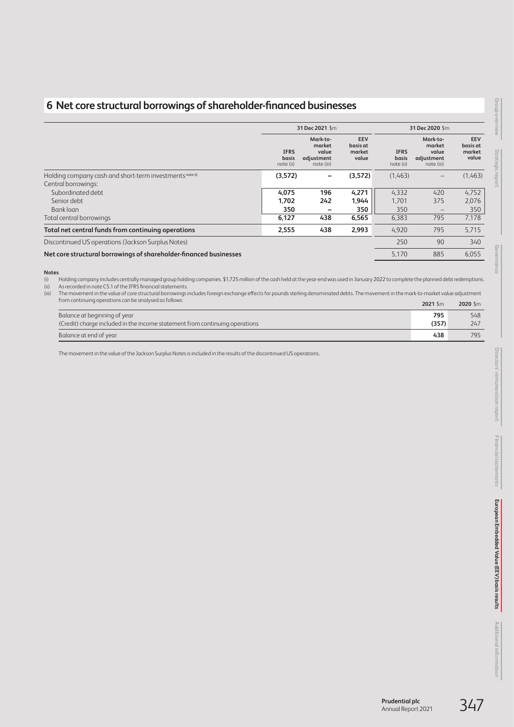## 6 Net core structural borrowings of shareholder-financed businesses

| | 31 Dec 2021 $m | | | 31 Dec 2020 $m | | |
|---|---|---|---|---|---|---|
| | IFRS basis note (ii) | Mark-to-market value adjustment note (iii) | EEV basis at market value | IFRS basis note (ii) | Mark-to-market value adjustment note (iii) | EEV basis at market value |
| Holding company cash and short-term investments note (i) | **(3,572)** | **–** | **(3,572)** | (1,463) | – | (1,463) |
| Central borrowings: | | | | | | |
| Subordinated debt | **4,075** | **196** | **4,271** | 4,332 | 420 | 4,752 |
| Senior debt | **1,702** | **242** | **1,944** | 1,701 | 375 | 2,076 |
| Bank loan | **350** | **–** | **350** | 350 | – | 350 |
| Total central borrowings | **6,127** | **438** | **6,565** | 6,383 | 795 | 7,178 |
| **Total net central funds from continuing operations** | **2,555** | **438** | **2,993** | 4,920 | 795 | 5,715 |
| Discontinued US operations (Jackson Surplus Notes) | | | | 250 | 90 | 340 |
| **Net core structural borrowings of shareholder-financed businesses** | | | | 5,170 | 885 | 6,055 |

**Notes**

(i) Holding company includes centrally managed group holding companies. $1,725 million of the cash held at the year-end was used in January 2022 to complete the planned debt redemptions.

(ii) As recorded in note C5.1 of the IFRS financial statements.

(iii) The movement in the value of core structural borrowings includes foreign exchange effects for pounds sterling denominated debts. The movement in the mark-to-market value adjustment from continuing operations can be analysed as follows:

| | 2021 $m | 2020 $m |
|---|---|---|
| Balance at beginning of year | **795** | 548 |
| (Credit) charge included in the income statement from continuing operations | **(357)** | 247 |
| Balance at end of year | **438** | 795 |

The movement in the value of the Jackson Surplus Notes is included in the results of the discontinued US operations.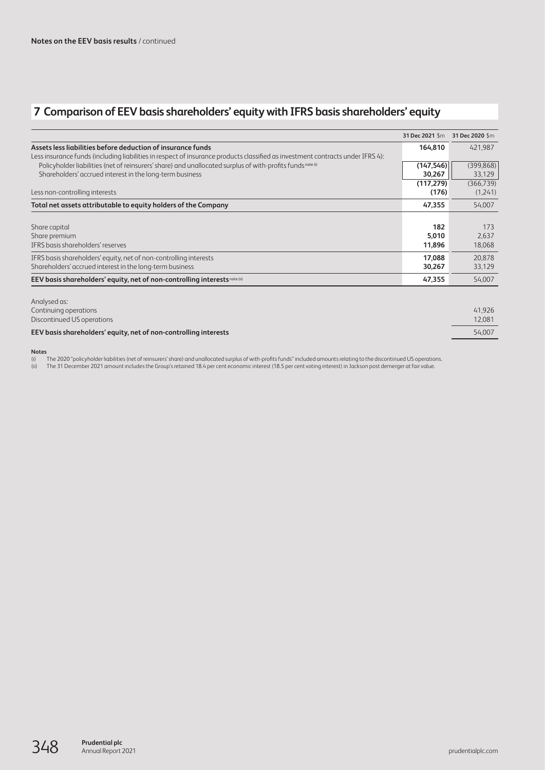**Notes on the EEV basis results** / continued

## 7 Comparison of EEV basis shareholders' equity with IFRS basis shareholders' equity

| | 31 Dec 2021 $m | 31 Dec 2020 $m |
|---|---|---|
| **Assets less liabilities before deduction of insurance funds** | **164,810** | 421,987 |
| Less insurance funds (including liabilities in respect of insurance products classified as investment contracts under IFRS 4): | | |
| Policyholder liabilities (net of reinsurers' share) and unallocated surplus of with-profits funds note (i) | **(147,546)** | (399,868) |
| Shareholders' accrued interest in the long-term business | **30,267** | 33,129 |
| | **(117,279)** | (366,739) |
| Less non-controlling interests | **(176)** | (1,241) |
| **Total net assets attributable to equity holders of the Company** | **47,355** | 54,007 |
| | | |
| Share capital | **182** | 173 |
| Share premium | **5,010** | 2,637 |
| IFRS basis shareholders' reserves | **11,896** | 18,068 |
| IFRS basis shareholders' equity, net of non-controlling interests | **17,088** | 20,878 |
| Shareholders' accrued interest in the long-term business | **30,267** | 33,129 |
| **EEV basis shareholders' equity, net of non-controlling interests** note (ii) | **47,355** | 54,007 |
| | | |
| Analysed as: | | |
| Continuing operations | | 41,926 |
| Discontinued US operations | | 12,081 |
| **EEV basis shareholders' equity, net of non-controlling interests** | | 54,007 |

**Notes**

(i) The 2020 "policyholder liabilities (net of reinsurers' share) and unallocated surplus of with-profits funds" included amounts relating to the discontinued US operations.

(ii) The 31 December 2021 amount includes the Group's retained 18.4 per cent economic interest (18.5 per cent voting interest) in Jackson post demerger at fair value.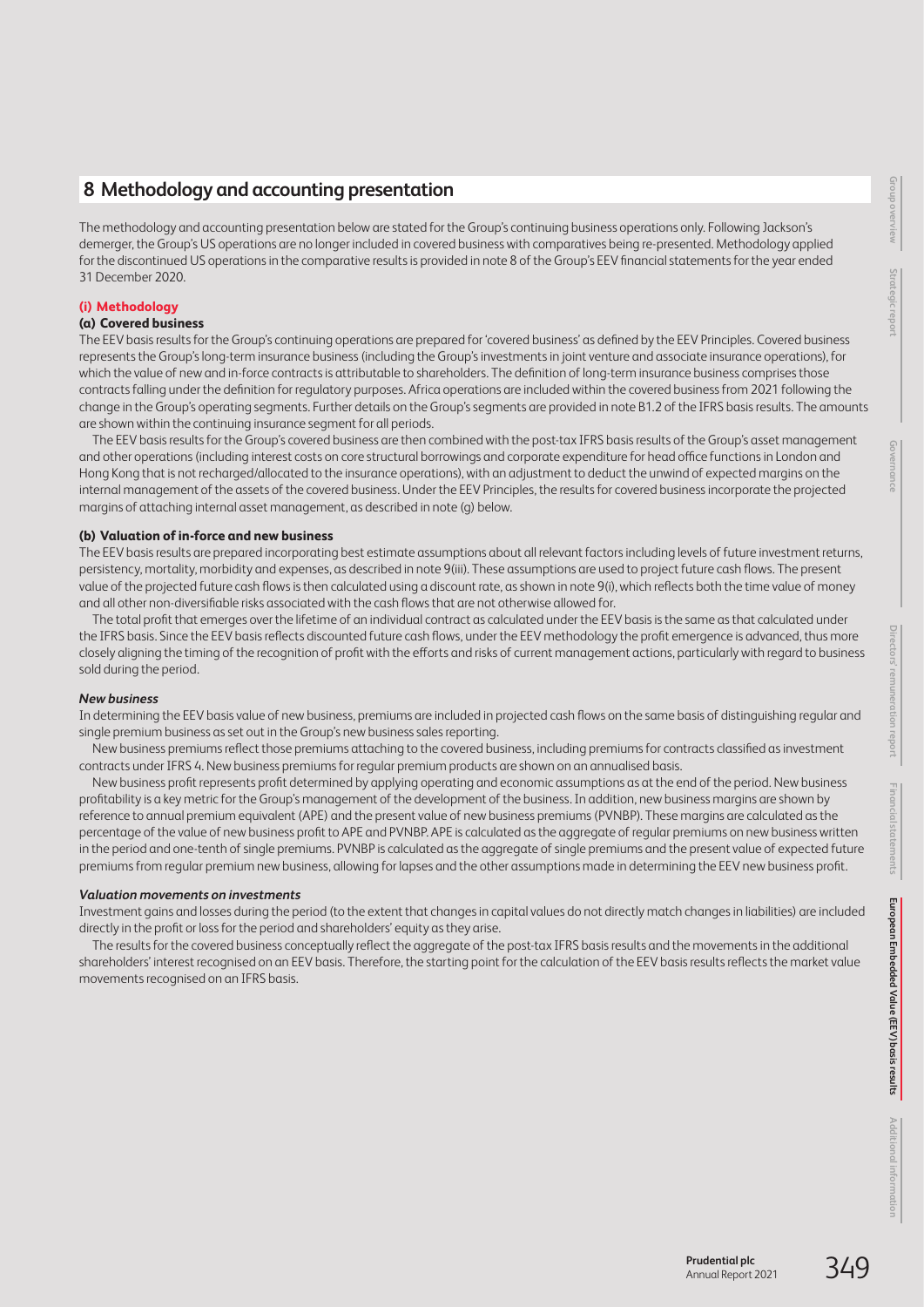# 8 Methodology and accounting presentation

The methodology and accounting presentation below are stated for the Group's continuing business operations only. Following Jackson's demerger, the Group's US operations are no longer included in covered business with comparatives being re-presented. Methodology applied for the discontinued US operations in the comparative results is provided in note 8 of the Group's EEV financial statements for the year ended 31 December 2020.

## (i) Methodology

### (a) Covered business

The EEV basis results for the Group's continuing operations are prepared for 'covered business' as defined by the EEV Principles. Covered business represents the Group's long-term insurance business (including the Group's investments in joint venture and associate insurance operations), for which the value of new and in-force contracts is attributable to shareholders. The definition of long-term insurance business comprises those contracts falling under the definition for regulatory purposes. Africa operations are included within the covered business from 2021 following the change in the Group's operating segments. Further details on the Group's segments are provided in note B1.2 of the IFRS basis results. The amounts are shown within the continuing insurance segment for all periods.

The EEV basis results for the Group's covered business are then combined with the post-tax IFRS basis results of the Group's asset management and other operations (including interest costs on core structural borrowings and corporate expenditure for head office functions in London and Hong Kong that is not recharged/allocated to the insurance operations), with an adjustment to deduct the unwind of expected margins on the internal management of the assets of the covered business. Under the EEV Principles, the results for covered business incorporate the projected margins of attaching internal asset management, as described in note (g) below.

### (b) Valuation of in-force and new business

The EEV basis results are prepared incorporating best estimate assumptions about all relevant factors including levels of future investment returns, persistency, mortality, morbidity and expenses, as described in note 9(iii). These assumptions are used to project future cash flows. The present value of the projected future cash flows is then calculated using a discount rate, as shown in note 9(i), which reflects both the time value of money and all other non-diversifiable risks associated with the cash flows that are not otherwise allowed for.

The total profit that emerges over the lifetime of an individual contract as calculated under the EEV basis is the same as that calculated under the IFRS basis. Since the EEV basis reflects discounted future cash flows, under the EEV methodology the profit emergence is advanced, thus more closely aligning the timing of the recognition of profit with the efforts and risks of current management actions, particularly with regard to business sold during the period.

#### *New business*

In determining the EEV basis value of new business, premiums are included in projected cash flows on the same basis of distinguishing regular and single premium business as set out in the Group's new business sales reporting.

New business premiums reflect those premiums attaching to the covered business, including premiums for contracts classified as investment contracts under IFRS 4. New business premiums for regular premium products are shown on an annualised basis.

New business profit represents profit determined by applying operating and economic assumptions as at the end of the period. New business profitability is a key metric for the Group's management of the development of the business. In addition, new business margins are shown by reference to annual premium equivalent (APE) and the present value of new business premiums (PVNBP). These margins are calculated as the percentage of the value of new business profit to APE and PVNBP. APE is calculated as the aggregate of regular premiums on new business written in the period and one-tenth of single premiums. PVNBP is calculated as the aggregate of single premiums and the present value of expected future premiums from regular premium new business, allowing for lapses and the other assumptions made in determining the EEV new business profit.

#### *Valuation movements on investments*

Investment gains and losses during the period (to the extent that changes in capital values do not directly match changes in liabilities) are included directly in the profit or loss for the period and shareholders' equity as they arise.

The results for the covered business conceptually reflect the aggregate of the post-tax IFRS basis results and the movements in the additional shareholders' interest recognised on an EEV basis. Therefore, the starting point for the calculation of the EEV basis results reflects the market value movements recognised on an IFRS basis.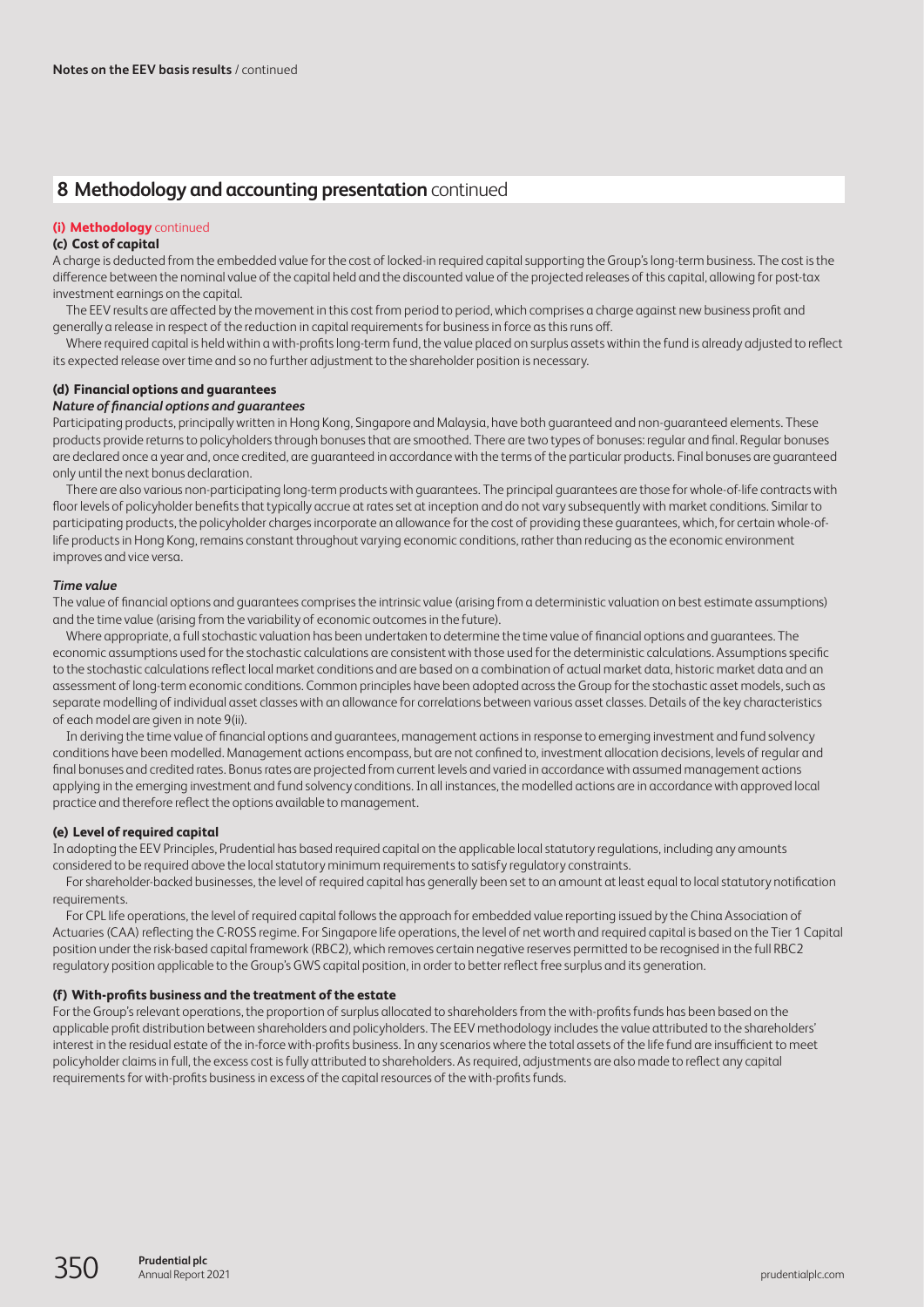## 8 Methodology and accounting presentation continued

### (i) Methodology continued

#### (c) Cost of capital

A charge is deducted from the embedded value for the cost of locked-in required capital supporting the Group's long-term business. The cost is the difference between the nominal value of the capital held and the discounted value of the projected releases of this capital, allowing for post-tax investment earnings on the capital.

The EEV results are affected by the movement in this cost from period to period, which comprises a charge against new business profit and generally a release in respect of the reduction in capital requirements for business in force as this runs off.

Where required capital is held within a with-profits long-term fund, the value placed on surplus assets within the fund is already adjusted to reflect its expected release over time and so no further adjustment to the shareholder position is necessary.

#### (d) Financial options and guarantees

*Nature of financial options and guarantees*

Participating products, principally written in Hong Kong, Singapore and Malaysia, have both guaranteed and non-guaranteed elements. These products provide returns to policyholders through bonuses that are smoothed. There are two types of bonuses: regular and final. Regular bonuses are declared once a year and, once credited, are guaranteed in accordance with the terms of the particular products. Final bonuses are guaranteed only until the next bonus declaration.

There are also various non-participating long-term products with guarantees. The principal guarantees are those for whole-of-life contracts with floor levels of policyholder benefits that typically accrue at rates set at inception and do not vary subsequently with market conditions. Similar to participating products, the policyholder charges incorporate an allowance for the cost of providing these guarantees, which, for certain whole-of-life products in Hong Kong, remains constant throughout varying economic conditions, rather than reducing as the economic environment improves and vice versa.

*Time value*

The value of financial options and guarantees comprises the intrinsic value (arising from a deterministic valuation on best estimate assumptions) and the time value (arising from the variability of economic outcomes in the future).

Where appropriate, a full stochastic valuation has been undertaken to determine the time value of financial options and guarantees. The economic assumptions used for the stochastic calculations are consistent with those used for the deterministic calculations. Assumptions specific to the stochastic calculations reflect local market conditions and are based on a combination of actual market data, historic market data and an assessment of long-term economic conditions. Common principles have been adopted across the Group for the stochastic asset models, such as separate modelling of individual asset classes with an allowance for correlations between various asset classes. Details of the key characteristics of each model are given in note 9(ii).

In deriving the time value of financial options and guarantees, management actions in response to emerging investment and fund solvency conditions have been modelled. Management actions encompass, but are not confined to, investment allocation decisions, levels of regular and final bonuses and credited rates. Bonus rates are projected from current levels and varied in accordance with assumed management actions applying in the emerging investment and fund solvency conditions. In all instances, the modelled actions are in accordance with approved local practice and therefore reflect the options available to management.

#### (e) Level of required capital

In adopting the EEV Principles, Prudential has based required capital on the applicable local statutory regulations, including any amounts considered to be required above the local statutory minimum requirements to satisfy regulatory constraints.

For shareholder-backed businesses, the level of required capital has generally been set to an amount at least equal to local statutory notification requirements.

For CPL life operations, the level of required capital follows the approach for embedded value reporting issued by the China Association of Actuaries (CAA) reflecting the C-ROSS regime. For Singapore life operations, the level of net worth and required capital is based on the Tier 1 Capital position under the risk-based capital framework (RBC2), which removes certain negative reserves permitted to be recognised in the full RBC2 regulatory position applicable to the Group's GWS capital position, in order to better reflect free surplus and its generation.

#### (f) With-profits business and the treatment of the estate

For the Group's relevant operations, the proportion of surplus allocated to shareholders from the with-profits funds has been based on the applicable profit distribution between shareholders and policyholders. The EEV methodology includes the value attributed to the shareholders' interest in the residual estate of the in-force with-profits business. In any scenarios where the total assets of the life fund are insufficient to meet policyholder claims in full, the excess cost is fully attributed to shareholders. As required, adjustments are also made to reflect any capital requirements for with-profits business in excess of the capital resources of the with-profits funds.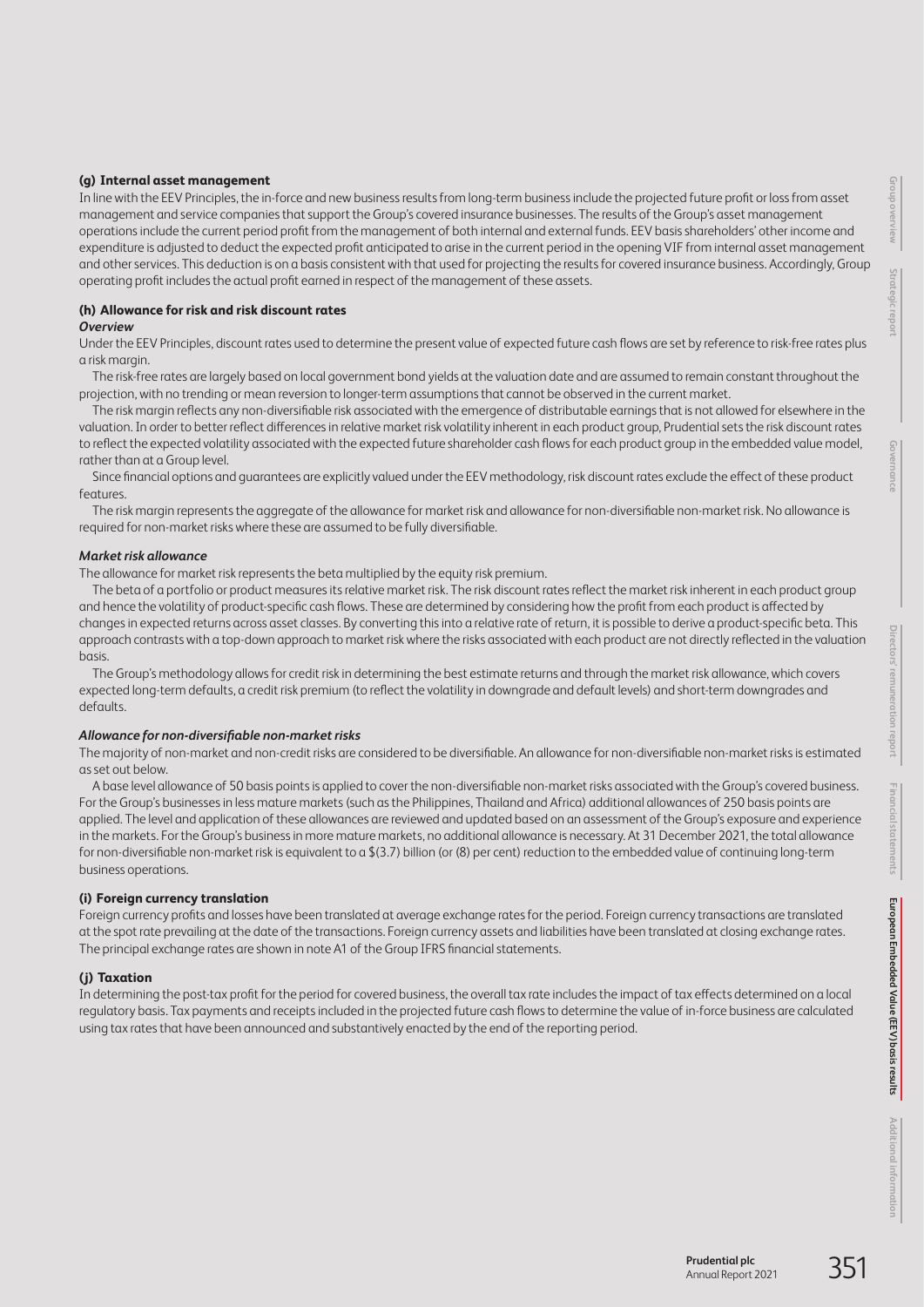### (g) Internal asset management

In line with the EEV Principles, the in-force and new business results from long-term business include the projected future profit or loss from asset management and service companies that support the Group's covered insurance businesses. The results of the Group's asset management operations include the current period profit from the management of both internal and external funds. EEV basis shareholders' other income and expenditure is adjusted to deduct the expected profit anticipated to arise in the current period in the opening VIF from internal asset management and other services. This deduction is on a basis consistent with that used for projecting the results for covered insurance business. Accordingly, Group operating profit includes the actual profit earned in respect of the management of these assets.

### (h) Allowance for risk and risk discount rates

***Overview***

Under the EEV Principles, discount rates used to determine the present value of expected future cash flows are set by reference to risk-free rates plus a risk margin.

The risk-free rates are largely based on local government bond yields at the valuation date and are assumed to remain constant throughout the projection, with no trending or mean reversion to longer-term assumptions that cannot be observed in the current market.

The risk margin reflects any non-diversifiable risk associated with the emergence of distributable earnings that is not allowed for elsewhere in the valuation. In order to better reflect differences in relative market risk volatility inherent in each product group, Prudential sets the risk discount rates to reflect the expected volatility associated with the expected future shareholder cash flows for each product group in the embedded value model, rather than at a Group level.

Since financial options and guarantees are explicitly valued under the EEV methodology, risk discount rates exclude the effect of these product features.

The risk margin represents the aggregate of the allowance for market risk and allowance for non-diversifiable non-market risk. No allowance is required for non-market risks where these are assumed to be fully diversifiable.

***Market risk allowance***

The allowance for market risk represents the beta multiplied by the equity risk premium.

The beta of a portfolio or product measures its relative market risk. The risk discount rates reflect the market risk inherent in each product group and hence the volatility of product-specific cash flows. These are determined by considering how the profit from each product is affected by changes in expected returns across asset classes. By converting this into a relative rate of return, it is possible to derive a product-specific beta. This approach contrasts with a top-down approach to market risk where the risks associated with each product are not directly reflected in the valuation basis.

The Group's methodology allows for credit risk in determining the best estimate returns and through the market risk allowance, which covers expected long-term defaults, a credit risk premium (to reflect the volatility in downgrade and default levels) and short-term downgrades and defaults.

***Allowance for non-diversifiable non-market risks***

The majority of non-market and non-credit risks are considered to be diversifiable. An allowance for non-diversifiable non-market risks is estimated as set out below.

A base level allowance of 50 basis points is applied to cover the non-diversifiable non-market risks associated with the Group's covered business. For the Group's businesses in less mature markets (such as the Philippines, Thailand and Africa) additional allowances of 250 basis points are applied. The level and application of these allowances are reviewed and updated based on an assessment of the Group's exposure and experience in the markets. For the Group's business in more mature markets, no additional allowance is necessary. At 31 December 2021, the total allowance for non-diversifiable non-market risk is equivalent to a $(3.7) billion (or (8) per cent) reduction to the embedded value of continuing long-term business operations.

### (i) Foreign currency translation

Foreign currency profits and losses have been translated at average exchange rates for the period. Foreign currency transactions are translated at the spot rate prevailing at the date of the transactions. Foreign currency assets and liabilities have been translated at closing exchange rates. The principal exchange rates are shown in note A1 of the Group IFRS financial statements.

### (j) Taxation

In determining the post-tax profit for the period for covered business, the overall tax rate includes the impact of tax effects determined on a local regulatory basis. Tax payments and receipts included in the projected future cash flows to determine the value of in-force business are calculated using tax rates that have been announced and substantively enacted by the end of the reporting period.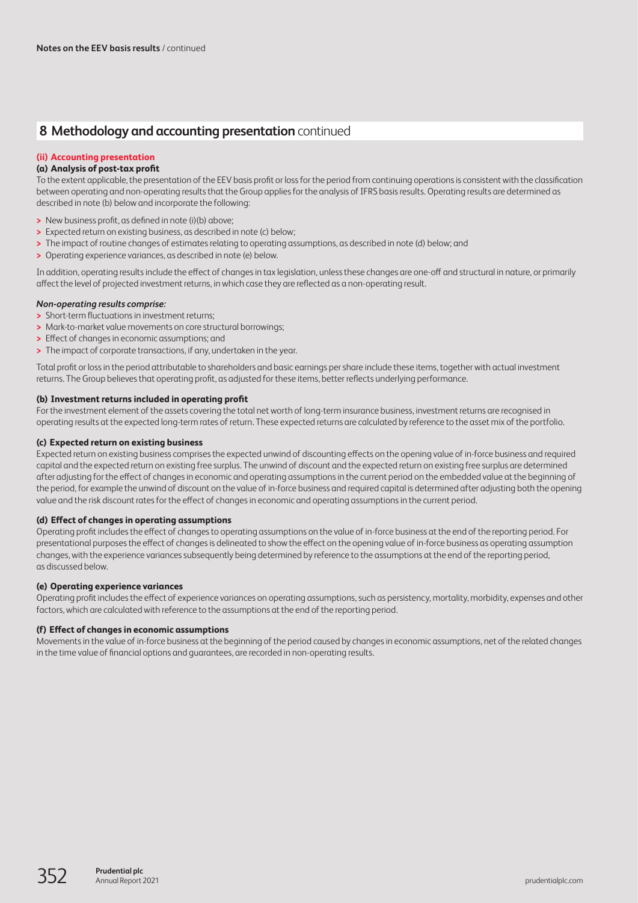## 8 Methodology and accounting presentation continued

### (ii) Accounting presentation

#### (a) Analysis of post-tax profit

To the extent applicable, the presentation of the EEV basis profit or loss for the period from continuing operations is consistent with the classification between operating and non-operating results that the Group applies for the analysis of IFRS basis results. Operating results are determined as described in note (b) below and incorporate the following:

- New business profit, as defined in note (i)(b) above;
- Expected return on existing business, as described in note (c) below;
- The impact of routine changes of estimates relating to operating assumptions, as described in note (d) below; and
- Operating experience variances, as described in note (e) below.

In addition, operating results include the effect of changes in tax legislation, unless these changes are one-off and structural in nature, or primarily affect the level of projected investment returns, in which case they are reflected as a non-operating result.

***Non-operating results comprise:***

- Short-term fluctuations in investment returns;
- Mark-to-market value movements on core structural borrowings;
- Effect of changes in economic assumptions; and
- The impact of corporate transactions, if any, undertaken in the year.

Total profit or loss in the period attributable to shareholders and basic earnings per share include these items, together with actual investment returns. The Group believes that operating profit, as adjusted for these items, better reflects underlying performance.

#### (b) Investment returns included in operating profit

For the investment element of the assets covering the total net worth of long-term insurance business, investment returns are recognised in operating results at the expected long-term rates of return. These expected returns are calculated by reference to the asset mix of the portfolio.

#### (c) Expected return on existing business

Expected return on existing business comprises the expected unwind of discounting effects on the opening value of in-force business and required capital and the expected return on existing free surplus. The unwind of discount and the expected return on existing free surplus are determined after adjusting for the effect of changes in economic and operating assumptions in the current period on the embedded value at the beginning of the period, for example the unwind of discount on the value of in-force business and required capital is determined after adjusting both the opening value and the risk discount rates for the effect of changes in economic and operating assumptions in the current period.

#### (d) Effect of changes in operating assumptions

Operating profit includes the effect of changes to operating assumptions on the value of in-force business at the end of the reporting period. For presentational purposes the effect of changes is delineated to show the effect on the opening value of in-force business as operating assumption changes, with the experience variances subsequently being determined by reference to the assumptions at the end of the reporting period, as discussed below.

#### (e) Operating experience variances

Operating profit includes the effect of experience variances on operating assumptions, such as persistency, mortality, morbidity, expenses and other factors, which are calculated with reference to the assumptions at the end of the reporting period.

#### (f) Effect of changes in economic assumptions

Movements in the value of in-force business at the beginning of the period caused by changes in economic assumptions, net of the related changes in the time value of financial options and guarantees, are recorded in non-operating results.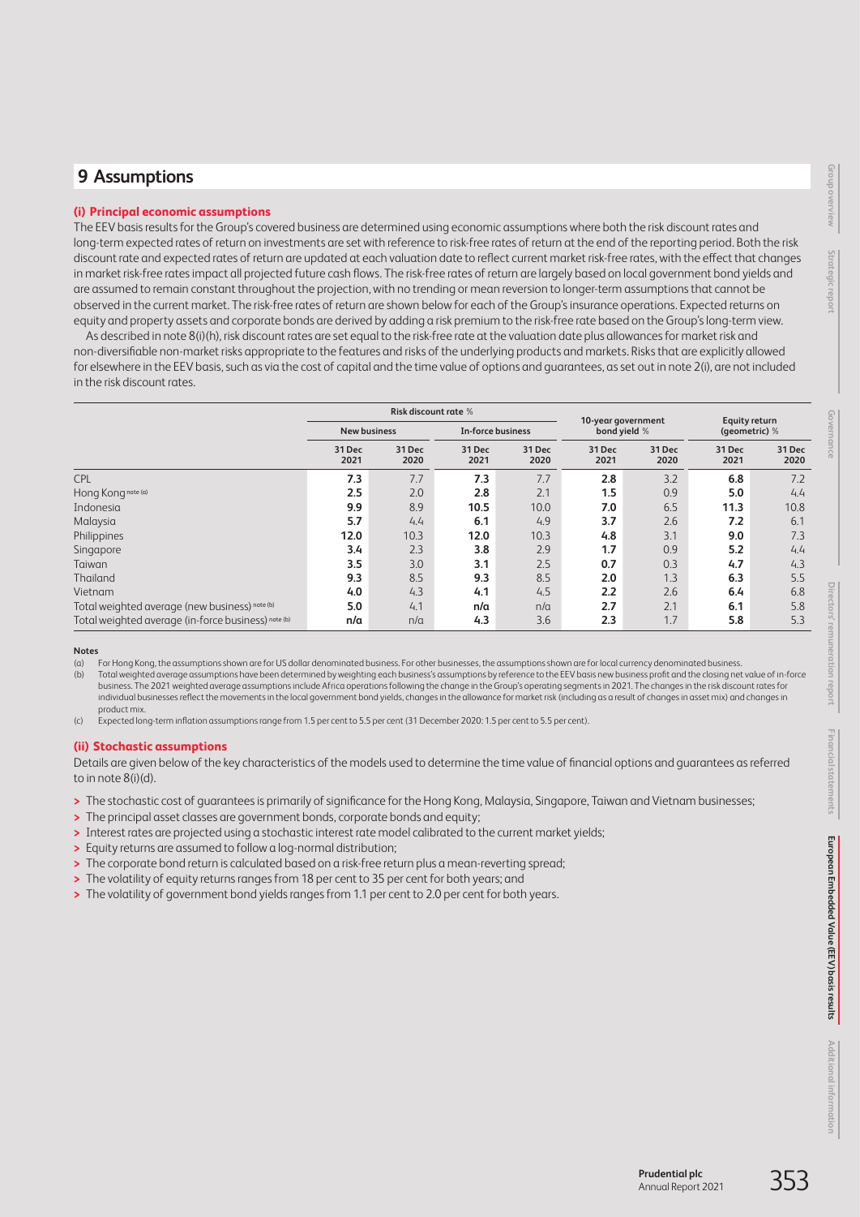## 9 Assumptions

### (i) Principal economic assumptions

The EEV basis results for the Group's covered business are determined using economic assumptions where both the risk discount rates and long-term expected rates of return on investments are set with reference to risk-free rates of return at the end of the reporting period. Both the risk discount rate and expected rates of return are updated at each valuation date to reflect current market risk-free rates, with the effect that changes in market risk-free rates impact all projected future cash flows. The risk-free rates of return are largely based on local government bond yields and are assumed to remain constant throughout the projection, with no trending or mean reversion to longer-term assumptions that cannot be observed in the current market. The risk-free rates of return are shown below for each of the Group's insurance operations. Expected returns on equity and property assets and corporate bonds are derived by adding a risk premium to the risk-free rate based on the Group's long-term view.

As described in note 8(i)(h), risk discount rates are set equal to the risk-free rate at the valuation date plus allowances for market risk and non-diversifiable non-market risks appropriate to the features and risks of the underlying products and markets. Risks that are explicitly allowed for elsewhere in the EEV basis, such as via the cost of capital and the time value of options and guarantees, as set out in note 2(i), are not included in the risk discount rates.

| | Risk discount rate % | | | | 10-year government bond yield % | | Equity return (geometric) % | |
|---|---|---|---|---|---|---|---|---|
| | New business | | In-force business | | | | | |
| | 31 Dec 2021 | 31 Dec 2020 | 31 Dec 2021 | 31 Dec 2020 | 31 Dec 2021 | 31 Dec 2020 | 31 Dec 2021 | 31 Dec 2020 |
| CPL | **7.3** | 7.7 | **7.3** | 7.7 | **2.8** | 3.2 | **6.8** | 7.2 |
| Hong Kong note (a) | **2.5** | 2.0 | **2.8** | 2.1 | **1.5** | 0.9 | **5.0** | 4.4 |
| Indonesia | **9.9** | 8.9 | **10.5** | 10.0 | **7.0** | 6.5 | **11.3** | 10.8 |
| Malaysia | **5.7** | 4.4 | **6.1** | 4.9 | **3.7** | 2.6 | **7.2** | 6.1 |
| Philippines | **12.0** | 10.3 | **12.0** | 10.3 | **4.8** | 3.1 | **9.0** | 7.3 |
| Singapore | **3.4** | 2.3 | **3.8** | 2.9 | **1.7** | 0.9 | **5.2** | 4.4 |
| Taiwan | **3.5** | 3.0 | **3.1** | 2.5 | **0.7** | 0.3 | **4.7** | 4.3 |
| Thailand | **9.3** | 8.5 | **9.3** | 8.5 | **2.0** | 1.3 | **6.3** | 5.5 |
| Vietnam | **4.0** | 4.3 | **4.1** | 4.5 | **2.2** | 2.6 | **6.4** | 6.8 |
| Total weighted average (new business) note (b) | **5.0** | 4.1 | **n/a** | n/a | **2.7** | 2.1 | **6.1** | 5.8 |
| Total weighted average (in-force business) note (b) | **n/a** | n/a | **4.3** | 3.6 | **2.3** | 1.7 | **5.8** | 5.3 |

**Notes**

(a) For Hong Kong, the assumptions shown are for US dollar denominated business. For other businesses, the assumptions shown are for local currency denominated business.

(b) Total weighted average assumptions have been determined by weighting each business's assumptions by reference to the EEV basis new business profit and the closing net value of in-force business. The 2021 weighted average assumptions include Africa operations following the change in the Group's operating segments in 2021. The changes in the risk discount rates for individual businesses reflect the movements in the local government bond yields, changes in the allowance for market risk (including as a result of changes in asset mix) and changes in product mix.

(c) Expected long-term inflation assumptions range from 1.5 per cent to 5.5 per cent (31 December 2020: 1.5 per cent to 5.5 per cent).

### (ii) Stochastic assumptions

Details are given below of the key characteristics of the models used to determine the time value of financial options and guarantees as referred to in note 8(i)(d).

- The stochastic cost of guarantees is primarily of significance for the Hong Kong, Malaysia, Singapore, Taiwan and Vietnam businesses;
- The principal asset classes are government bonds, corporate bonds and equity;
- Interest rates are projected using a stochastic interest rate model calibrated to the current market yields;
- Equity returns are assumed to follow a log-normal distribution;
- The corporate bond return is calculated based on a risk-free return plus a mean-reverting spread;
- The volatility of equity returns ranges from 18 per cent to 35 per cent for both years; and
- The volatility of government bond yields ranges from 1.1 per cent to 2.0 per cent for both years.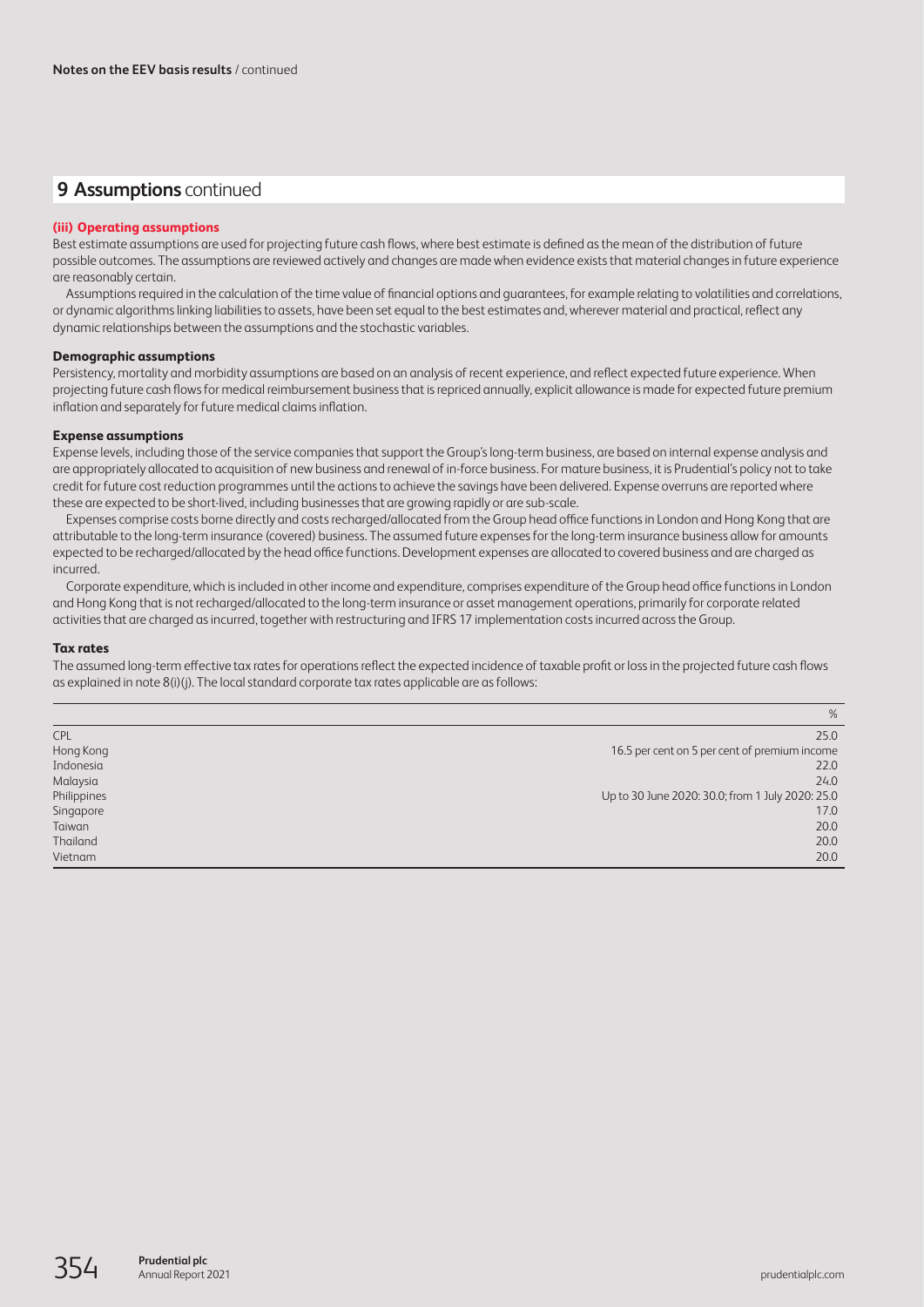## 9 Assumptions continued

### (iii) Operating assumptions

Best estimate assumptions are used for projecting future cash flows, where best estimate is defined as the mean of the distribution of future possible outcomes. The assumptions are reviewed actively and changes are made when evidence exists that material changes in future experience are reasonably certain.

Assumptions required in the calculation of the time value of financial options and guarantees, for example relating to volatilities and correlations, or dynamic algorithms linking liabilities to assets, have been set equal to the best estimates and, wherever material and practical, reflect any dynamic relationships between the assumptions and the stochastic variables.

#### Demographic assumptions

Persistency, mortality and morbidity assumptions are based on an analysis of recent experience, and reflect expected future experience. When projecting future cash flows for medical reimbursement business that is repriced annually, explicit allowance is made for expected future premium inflation and separately for future medical claims inflation.

#### Expense assumptions

Expense levels, including those of the service companies that support the Group's long-term business, are based on internal expense analysis and are appropriately allocated to acquisition of new business and renewal of in-force business. For mature business, it is Prudential's policy not to take credit for future cost reduction programmes until the actions to achieve the savings have been delivered. Expense overruns are reported where these are expected to be short-lived, including businesses that are growing rapidly or are sub-scale.

Expenses comprise costs borne directly and costs recharged/allocated from the Group head office functions in London and Hong Kong that are attributable to the long-term insurance (covered) business. The assumed future expenses for the long-term insurance business allow for amounts expected to be recharged/allocated by the head office functions. Development expenses are allocated to covered business and are charged as incurred.

Corporate expenditure, which is included in other income and expenditure, comprises expenditure of the Group head office functions in London and Hong Kong that is not recharged/allocated to the long-term insurance or asset management operations, primarily for corporate related activities that are charged as incurred, together with restructuring and IFRS 17 implementation costs incurred across the Group.

#### Tax rates

The assumed long-term effective tax rates for operations reflect the expected incidence of taxable profit or loss in the projected future cash flows as explained in note 8(i)(j). The local standard corporate tax rates applicable are as follows:

| | % |
|---|---|
| CPL | 25.0 |
| Hong Kong | 16.5 per cent on 5 per cent of premium income |
| Indonesia | 22.0 |
| Malaysia | 24.0 |
| Philippines | Up to 30 June 2020: 30.0; from 1 July 2020: 25.0 |
| Singapore | 17.0 |
| Taiwan | 20.0 |
| Thailand | 20.0 |
| Vietnam | 20.0 |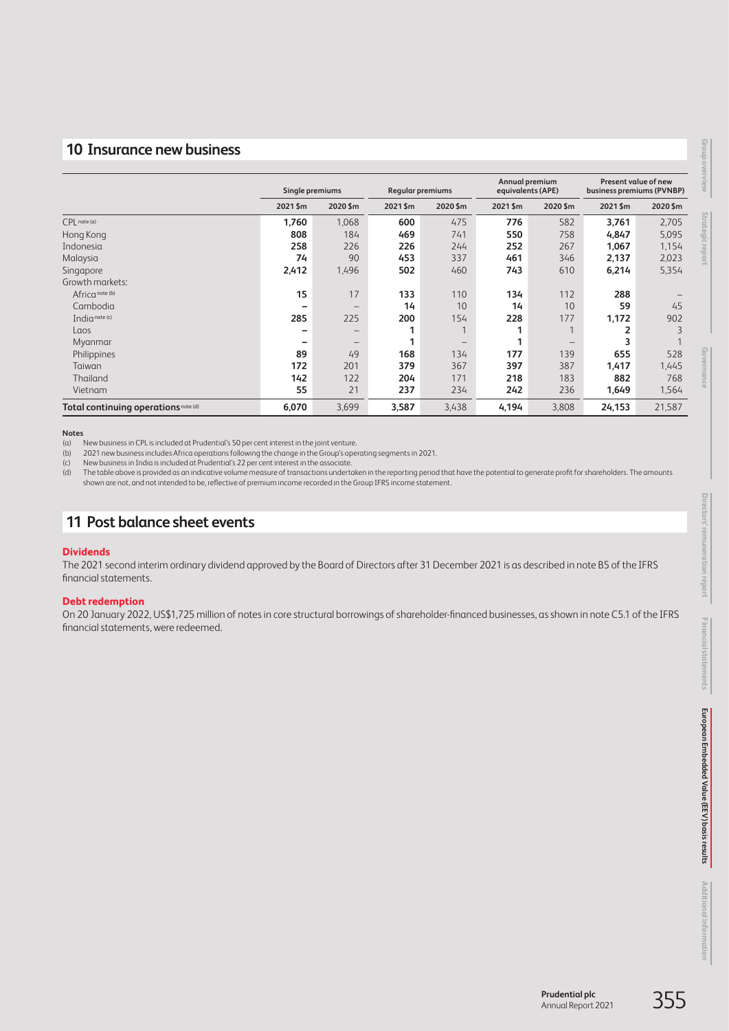## 10 Insurance new business

| | Single premiums | | Regular premiums | | Annual premium equivalents (APE) | | Present value of new business premiums (PVNBP) | |
|---|---|---|---|---|---|---|---|---|
| | 2021 $m | 2020 $m | 2021 $m | 2020 $m | 2021 $m | 2020 $m | 2021 $m | 2020 $m |
| CPL note (a) | **1,760** | 1,068 | **600** | 475 | **776** | 582 | **3,761** | 2,705 |
| Hong Kong | **808** | 184 | **469** | 741 | **550** | 758 | **4,847** | 5,095 |
| Indonesia | **258** | 226 | **226** | 244 | **252** | 267 | **1,067** | 1,154 |
| Malaysia | **74** | 90 | **453** | 337 | **461** | 346 | **2,137** | 2,023 |
| Singapore | **2,412** | 1,496 | **502** | 460 | **743** | 610 | **6,214** | 5,354 |
| Growth markets: | | | | | | | | |
| Africa note (b) | **15** | 17 | **133** | 110 | **134** | 112 | **288** | – |
| Cambodia | **–** | – | **14** | 10 | **14** | 10 | **59** | 45 |
| India note (c) | **285** | 225 | **200** | 154 | **228** | 177 | **1,172** | 902 |
| Laos | **–** | – | **1** | 1 | **1** | 1 | **2** | 3 |
| Myanmar | **–** | – | **1** | – | **1** | – | **3** | 1 |
| Philippines | **89** | 49 | **168** | 134 | **177** | 139 | **655** | 528 |
| Taiwan | **172** | 201 | **379** | 367 | **397** | 387 | **1,417** | 1,445 |
| Thailand | **142** | 122 | **204** | 171 | **218** | 183 | **882** | 768 |
| Vietnam | **55** | 21 | **237** | 234 | **242** | 236 | **1,649** | 1,564 |
| **Total continuing operations** note (d) | **6,070** | 3,699 | **3,587** | 3,438 | **4,194** | 3,808 | **24,153** | 21,587 |

**Notes**

(a) New business in CPL is included at Prudential's 50 per cent interest in the joint venture.

(b) 2021 new business includes Africa operations following the change in the Group's operating segments in 2021.

(c) New business in India is included at Prudential's 22 per cent interest in the associate.

(d) The table above is provided as an indicative volume measure of transactions undertaken in the reporting period that have the potential to generate profit for shareholders. The amounts shown are not, and not intended to be, reflective of premium income recorded in the Group IFRS income statement.

## 11 Post balance sheet events

### Dividends

The 2021 second interim ordinary dividend approved by the Board of Directors after 31 December 2021 is as described in note B5 of the IFRS financial statements.

### Debt redemption

On 20 January 2022, US$1,725 million of notes in core structural borrowings of shareholder-financed businesses, as shown in note C5.1 of the IFRS financial statements, were redeemed.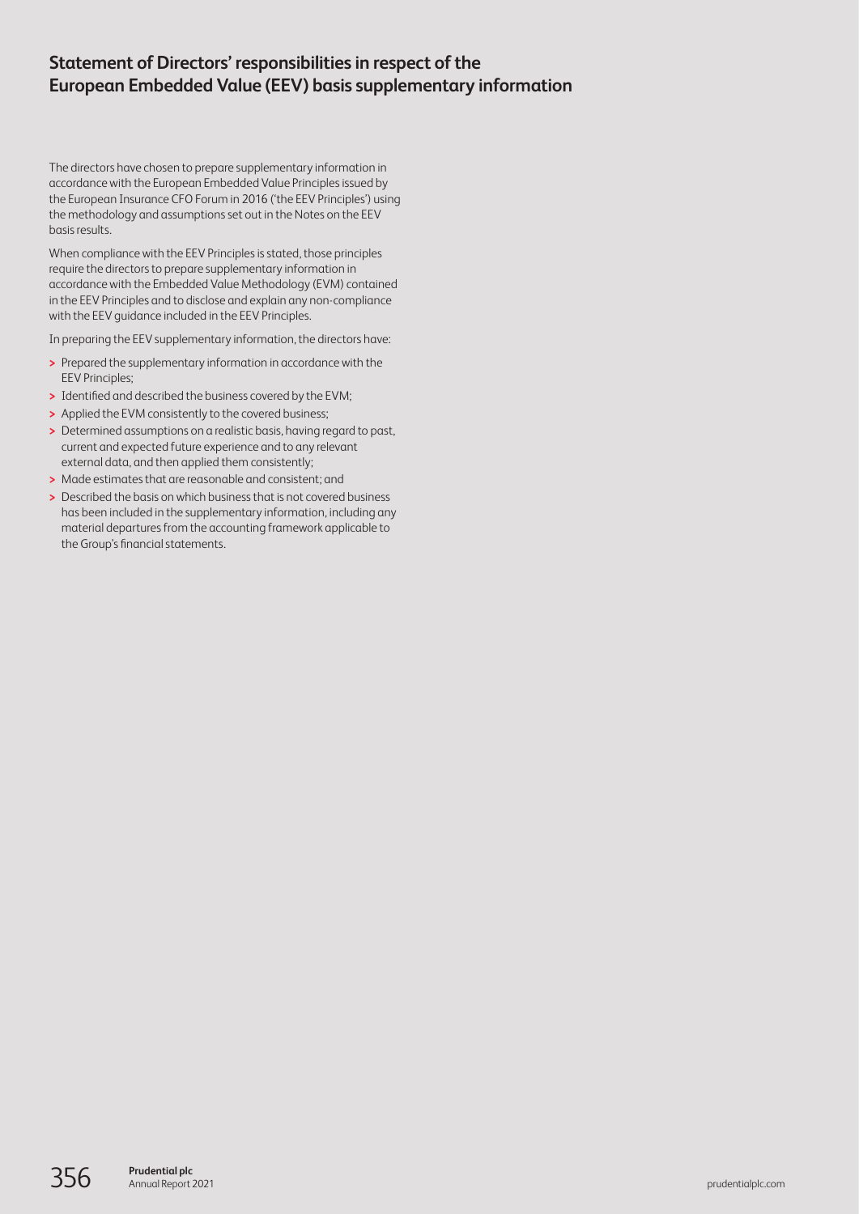# Statement of Directors' responsibilities in respect of the European Embedded Value (EEV) basis supplementary information

The directors have chosen to prepare supplementary information in accordance with the European Embedded Value Principles issued by the European Insurance CFO Forum in 2016 ('the EEV Principles') using the methodology and assumptions set out in the Notes on the EEV basis results.

When compliance with the EEV Principles is stated, those principles require the directors to prepare supplementary information in accordance with the Embedded Value Methodology (EVM) contained in the EEV Principles and to disclose and explain any non-compliance with the EEV guidance included in the EEV Principles.

In preparing the EEV supplementary information, the directors have:

- Prepared the supplementary information in accordance with the EEV Principles;
- Identified and described the business covered by the EVM;
- Applied the EVM consistently to the covered business;
- Determined assumptions on a realistic basis, having regard to past, current and expected future experience and to any relevant external data, and then applied them consistently;
- Made estimates that are reasonable and consistent; and
- Described the basis on which business that is not covered business has been included in the supplementary information, including any material departures from the accounting framework applicable to the Group's financial statements.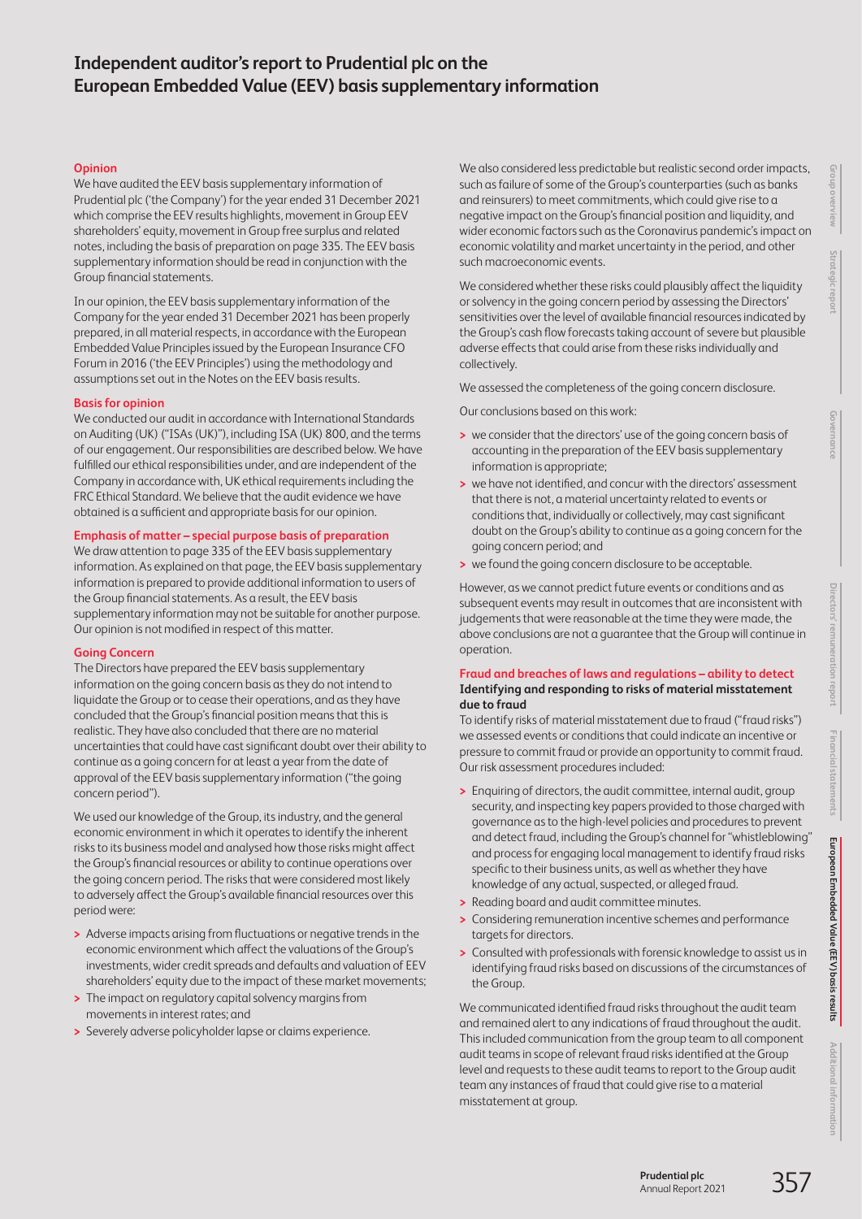# Independent auditor's report to Prudential plc on the European Embedded Value (EEV) basis supplementary information

**Opinion**

We have audited the EEV basis supplementary information of Prudential plc ('the Company') for the year ended 31 December 2021 which comprise the EEV results highlights, movement in Group EEV shareholders' equity, movement in Group free surplus and related notes, including the basis of preparation on page 335. The EEV basis supplementary information should be read in conjunction with the Group financial statements.

In our opinion, the EEV basis supplementary information of the Company for the year ended 31 December 2021 has been properly prepared, in all material respects, in accordance with the European Embedded Value Principles issued by the European Insurance CFO Forum in 2016 ('the EEV Principles') using the methodology and assumptions set out in the Notes on the EEV basis results.

**Basis for opinion**

We conducted our audit in accordance with International Standards on Auditing (UK) ("ISAs (UK)"), including ISA (UK) 800, and the terms of our engagement. Our responsibilities are described below. We have fulfilled our ethical responsibilities under, and are independent of the Company in accordance with, UK ethical requirements including the FRC Ethical Standard. We believe that the audit evidence we have obtained is a sufficient and appropriate basis for our opinion.

**Emphasis of matter – special purpose basis of preparation**

We draw attention to page 335 of the EEV basis supplementary information. As explained on that page, the EEV basis supplementary information is prepared to provide additional information to users of the Group financial statements. As a result, the EEV basis supplementary information may not be suitable for another purpose. Our opinion is not modified in respect of this matter.

**Going Concern**

The Directors have prepared the EEV basis supplementary information on the going concern basis as they do not intend to liquidate the Group or to cease their operations, and as they have concluded that the Group's financial position means that this is realistic. They have also concluded that there are no material uncertainties that could have cast significant doubt over their ability to continue as a going concern for at least a year from the date of approval of the EEV basis supplementary information ("the going concern period").

We used our knowledge of the Group, its industry, and the general economic environment in which it operates to identify the inherent risks to its business model and analysed how those risks might affect the Group's financial resources or ability to continue operations over the going concern period. The risks that were considered most likely to adversely affect the Group's available financial resources over this period were:

- Adverse impacts arising from fluctuations or negative trends in the economic environment which affect the valuations of the Group's investments, wider credit spreads and defaults and valuation of EEV shareholders' equity due to the impact of these market movements;
- The impact on regulatory capital solvency margins from movements in interest rates; and
- Severely adverse policyholder lapse or claims experience.

We also considered less predictable but realistic second order impacts, such as failure of some of the Group's counterparties (such as banks and reinsurers) to meet commitments, which could give rise to a negative impact on the Group's financial position and liquidity, and wider economic factors such as the Coronavirus pandemic's impact on economic volatility and market uncertainty in the period, and other such macroeconomic events.

We considered whether these risks could plausibly affect the liquidity or solvency in the going concern period by assessing the Directors' sensitivities over the level of available financial resources indicated by the Group's cash flow forecasts taking account of severe but plausible adverse effects that could arise from these risks individually and collectively.

We assessed the completeness of the going concern disclosure.

Our conclusions based on this work:

- we consider that the directors' use of the going concern basis of accounting in the preparation of the EEV basis supplementary information is appropriate;
- we have not identified, and concur with the directors' assessment that there is not, a material uncertainty related to events or conditions that, individually or collectively, may cast significant doubt on the Group's ability to continue as a going concern for the going concern period; and
- we found the going concern disclosure to be acceptable.

However, as we cannot predict future events or conditions and as subsequent events may result in outcomes that are inconsistent with judgements that were reasonable at the time they were made, the above conclusions are not a guarantee that the Group will continue in operation.

**Fraud and breaches of laws and regulations – ability to detect**

**Identifying and responding to risks of material misstatement due to fraud**

To identify risks of material misstatement due to fraud ("fraud risks") we assessed events or conditions that could indicate an incentive or pressure to commit fraud or provide an opportunity to commit fraud. Our risk assessment procedures included:

- Enquiring of directors, the audit committee, internal audit, group security, and inspecting key papers provided to those charged with governance as to the high-level policies and procedures to prevent and detect fraud, including the Group's channel for "whistleblowing" and process for engaging local management to identify fraud risks specific to their business units, as well as whether they have knowledge of any actual, suspected, or alleged fraud.
- Reading board and audit committee minutes.
- Considering remuneration incentive schemes and performance targets for directors.
- Consulted with professionals with forensic knowledge to assist us in identifying fraud risks based on discussions of the circumstances of the Group.

We communicated identified fraud risks throughout the audit team and remained alert to any indications of fraud throughout the audit. This included communication from the group team to all component audit teams in scope of relevant fraud risks identified at the Group level and requests to these audit teams to report to the Group audit team any instances of fraud that could give rise to a material misstatement at group.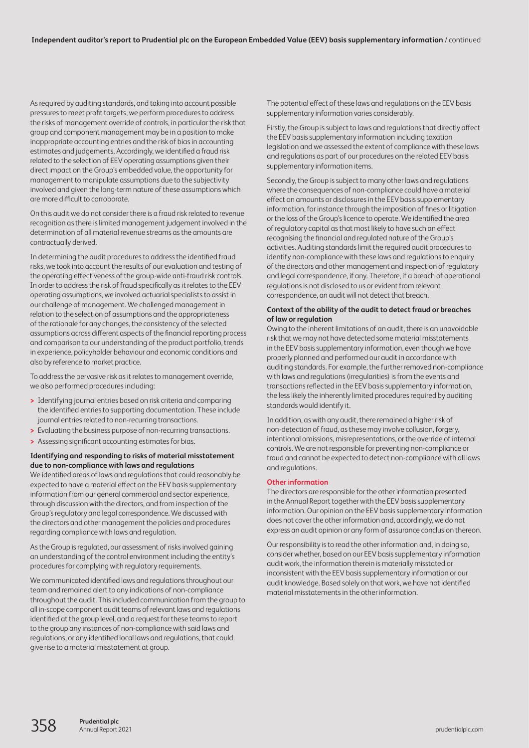As required by auditing standards, and taking into account possible pressures to meet profit targets, we perform procedures to address the risks of management override of controls, in particular the risk that group and component management may be in a position to make inappropriate accounting entries and the risk of bias in accounting estimates and judgements. Accordingly, we identified a fraud risk related to the selection of EEV operating assumptions given their direct impact on the Group's embedded value, the opportunity for management to manipulate assumptions due to the subjectivity involved and given the long-term nature of these assumptions which are more difficult to corroborate.

On this audit we do not consider there is a fraud risk related to revenue recognition as there is limited management judgement involved in the determination of all material revenue streams as the amounts are contractually derived.

In determining the audit procedures to address the identified fraud risks, we took into account the results of our evaluation and testing of the operating effectiveness of the group-wide anti-fraud risk controls. In order to address the risk of fraud specifically as it relates to the EEV operating assumptions, we involved actuarial specialists to assist in our challenge of management. We challenged management in relation to the selection of assumptions and the appropriateness of the rationale for any changes, the consistency of the selected assumptions across different aspects of the financial reporting process and comparison to our understanding of the product portfolio, trends in experience, policyholder behaviour and economic conditions and also by reference to market practice.

To address the pervasive risk as it relates to management override, we also performed procedures including:

- Identifying journal entries based on risk criteria and comparing the identified entries to supporting documentation. These include journal entries related to non-recurring transactions.
- Evaluating the business purpose of non-recurring transactions.
- Assessing significant accounting estimates for bias.

**Identifying and responding to risks of material misstatement due to non-compliance with laws and regulations**

We identified areas of laws and regulations that could reasonably be expected to have a material effect on the EEV basis supplementary information from our general commercial and sector experience, through discussion with the directors, and from inspection of the Group's regulatory and legal correspondence. We discussed with the directors and other management the policies and procedures regarding compliance with laws and regulation.

As the Group is regulated, our assessment of risks involved gaining an understanding of the control environment including the entity's procedures for complying with regulatory requirements.

We communicated identified laws and regulations throughout our team and remained alert to any indications of non-compliance throughout the audit. This included communication from the group to all in-scope component audit teams of relevant laws and regulations identified at the group level, and a request for these teams to report to the group any instances of non-compliance with said laws and regulations, or any identified local laws and regulations, that could give rise to a material misstatement at group.

The potential effect of these laws and regulations on the EEV basis supplementary information varies considerably.

Firstly, the Group is subject to laws and regulations that directly affect the EEV basis supplementary information including taxation legislation and we assessed the extent of compliance with these laws and regulations as part of our procedures on the related EEV basis supplementary information items.

Secondly, the Group is subject to many other laws and regulations where the consequences of non-compliance could have a material effect on amounts or disclosures in the EEV basis supplementary information, for instance through the imposition of fines or litigation or the loss of the Group's licence to operate. We identified the area of regulatory capital as that most likely to have such an effect recognising the financial and regulated nature of the Group's activities. Auditing standards limit the required audit procedures to identify non-compliance with these laws and regulations to enquiry of the directors and other management and inspection of regulatory and legal correspondence, if any. Therefore, if a breach of operational regulations is not disclosed to us or evident from relevant correspondence, an audit will not detect that breach.

**Context of the ability of the audit to detect fraud or breaches of law or regulation**

Owing to the inherent limitations of an audit, there is an unavoidable risk that we may not have detected some material misstatements in the EEV basis supplementary information, even though we have properly planned and performed our audit in accordance with auditing standards. For example, the further removed non-compliance with laws and regulations (irregularities) is from the events and transactions reflected in the EEV basis supplementary information, the less likely the inherently limited procedures required by auditing standards would identify it.

In addition, as with any audit, there remained a higher risk of non-detection of fraud, as these may involve collusion, forgery, intentional omissions, misrepresentations, or the override of internal controls. We are not responsible for preventing non-compliance or fraud and cannot be expected to detect non-compliance with all laws and regulations.

### Other information

The directors are responsible for the other information presented in the Annual Report together with the EEV basis supplementary information. Our opinion on the EEV basis supplementary information does not cover the other information and, accordingly, we do not express an audit opinion or any form of assurance conclusion thereon.

Our responsibility is to read the other information and, in doing so, consider whether, based on our EEV basis supplementary information audit work, the information therein is materially misstated or inconsistent with the EEV basis supplementary information or our audit knowledge. Based solely on that work, we have not identified material misstatements in the other information.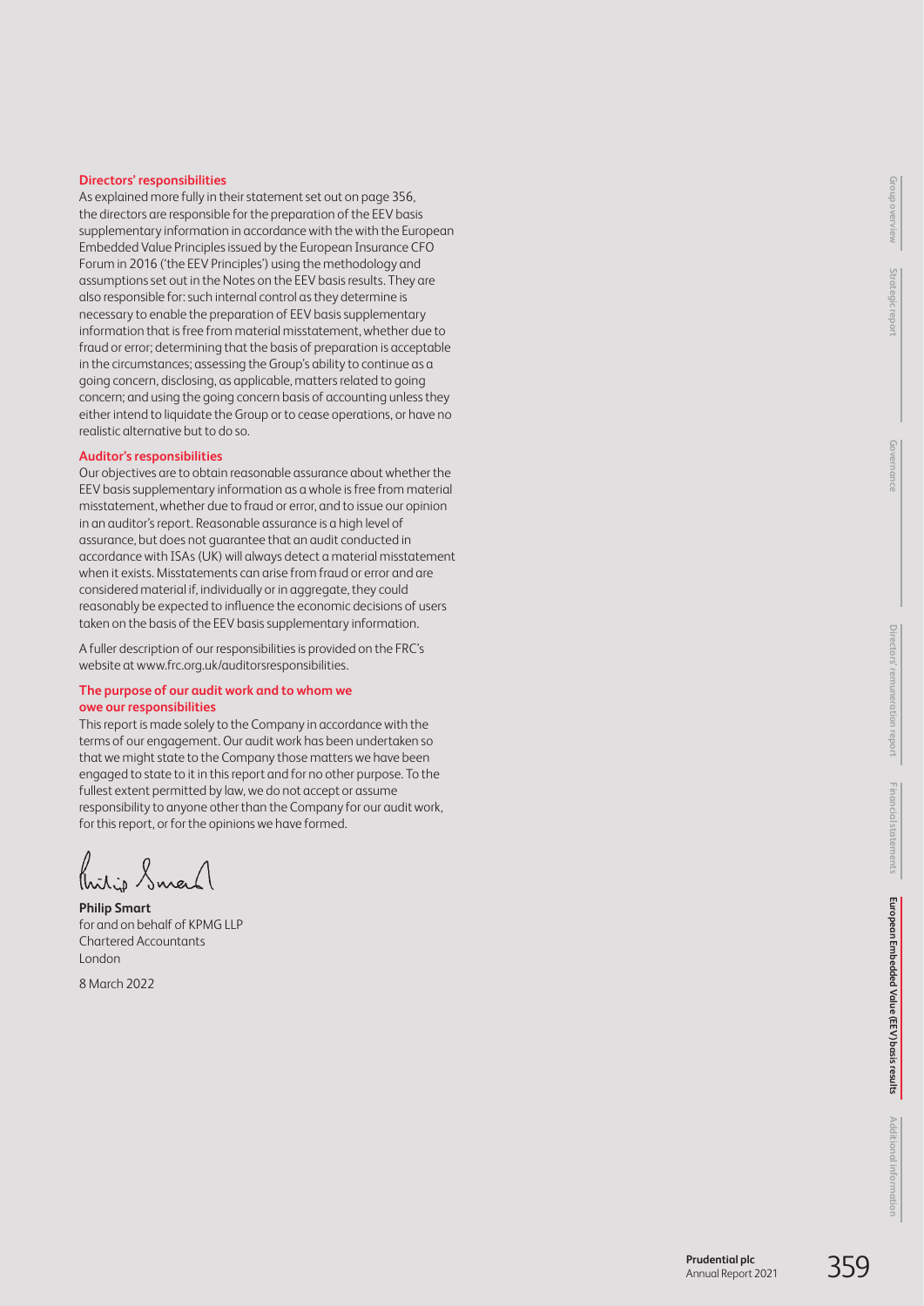### Directors' responsibilities

As explained more fully in their statement set out on page 356, the directors are responsible for the preparation of the EEV basis supplementary information in accordance with the with the European Embedded Value Principles issued by the European Insurance CFO Forum in 2016 ('the EEV Principles') using the methodology and assumptions set out in the Notes on the EEV basis results. They are also responsible for: such internal control as they determine is necessary to enable the preparation of EEV basis supplementary information that is free from material misstatement, whether due to fraud or error; determining that the basis of preparation is acceptable in the circumstances; assessing the Group's ability to continue as a going concern, disclosing, as applicable, matters related to going concern; and using the going concern basis of accounting unless they either intend to liquidate the Group or to cease operations, or have no realistic alternative but to do so.

### Auditor's responsibilities

Our objectives are to obtain reasonable assurance about whether the EEV basis supplementary information as a whole is free from material misstatement, whether due to fraud or error, and to issue our opinion in an auditor's report. Reasonable assurance is a high level of assurance, but does not guarantee that an audit conducted in accordance with ISAs (UK) will always detect a material misstatement when it exists. Misstatements can arise from fraud or error and are considered material if, individually or in aggregate, they could reasonably be expected to influence the economic decisions of users taken on the basis of the EEV basis supplementary information.

A fuller description of our responsibilities is provided on the FRC's website at www.frc.org.uk/auditorsresponsibilities.

### The purpose of our audit work and to whom we owe our responsibilities

This report is made solely to the Company in accordance with the terms of our engagement. Our audit work has been undertaken so that we might state to the Company those matters we have been engaged to state to it in this report and for no other purpose. To the fullest extent permitted by law, we do not accept or assume responsibility to anyone other than the Company for our audit work, for this report, or for the opinions we have formed.

**Philip Smart**
for and on behalf of KPMG LLP
Chartered Accountants
London

8 March 2022